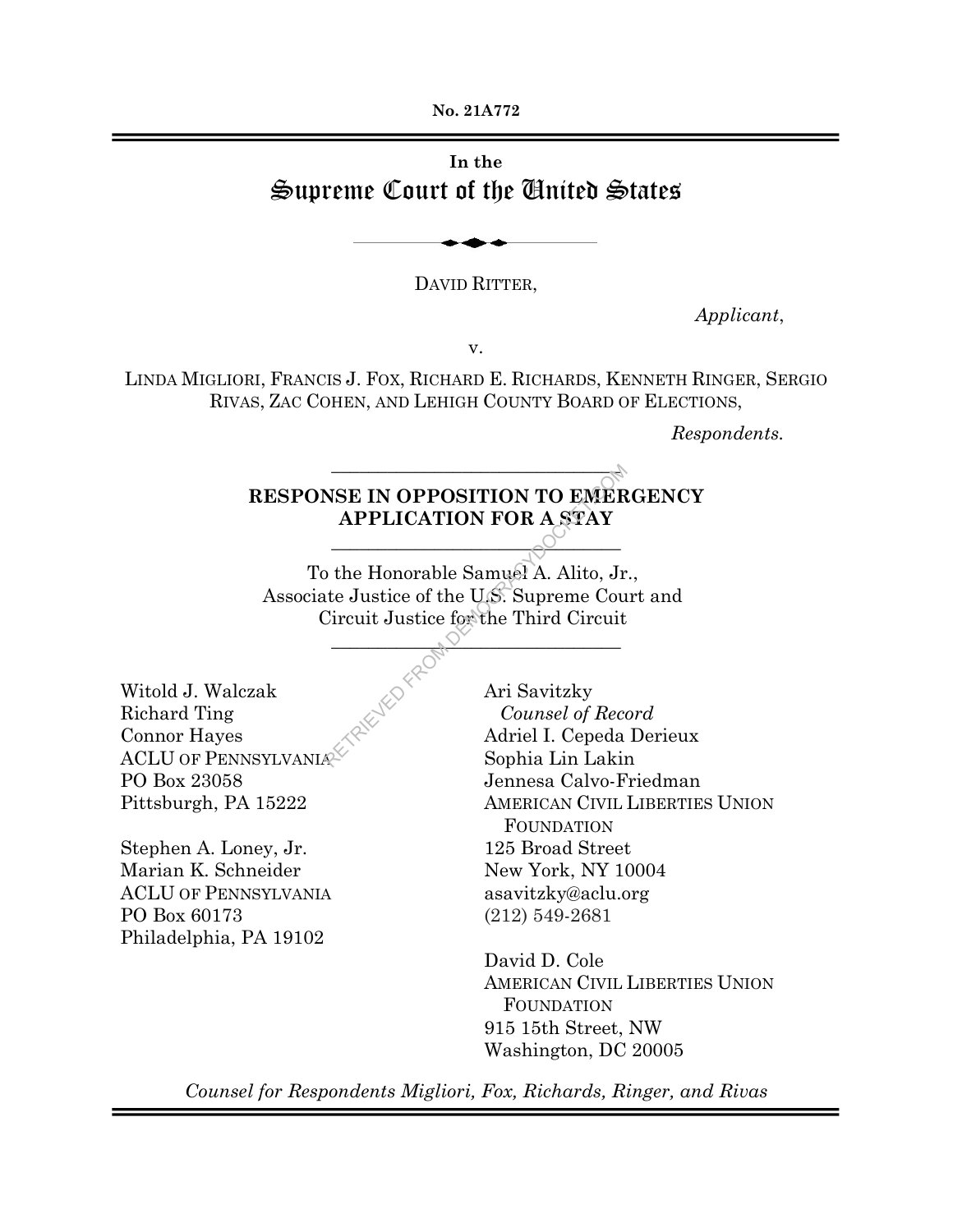**No. 21A772**

In the

# Supreme Court of the United States

DAVID RITTER,

*Applicant*,

v.

LINDA MIGLIORI, FRANCIS J. FOX, RICHARD E. RICHARDS, KENNETH RINGER, SERGIO RIVAS, ZAC COHEN, AND LEHIGH COUNTY BOARD OF ELECTIONS,

*Respondents.*

## RESPONSE IN OPPOSITION TO EMERGENCY APPLICATION FOR A STAY

To the Honorable Samuel A. Alito, Jr.,
Associate Justice of the U.S. Supreme Court and
Circuit Justice for the Third Circuit

Witold J. Walczak
Richard Ting
Connor Hayes
ACLU OF PENNSYLVANIA
PO Box 23058
Pittsburgh, PA 15222

Stephen A. Loney, Jr.
Marian K. Schneider
ACLU OF PENNSYLVANIA
PO Box 60173
Philadelphia, PA 19102

Ari Savitzky
*Counsel of Record*
Adriel I. Cepeda Derieux
Sophia Lin Lakin
Jennesa Calvo-Friedman
AMERICAN CIVIL LIBERTIES UNION FOUNDATION
125 Broad Street
New York, NY 10004
asavitzky@aclu.org
(212) 549-2681

David D. Cole
AMERICAN CIVIL LIBERTIES UNION FOUNDATION
915 15th Street, NW
Washington, DC 20005

*Counsel for Respondents Migliori, Fox, Richards, Ringer, and Rivas*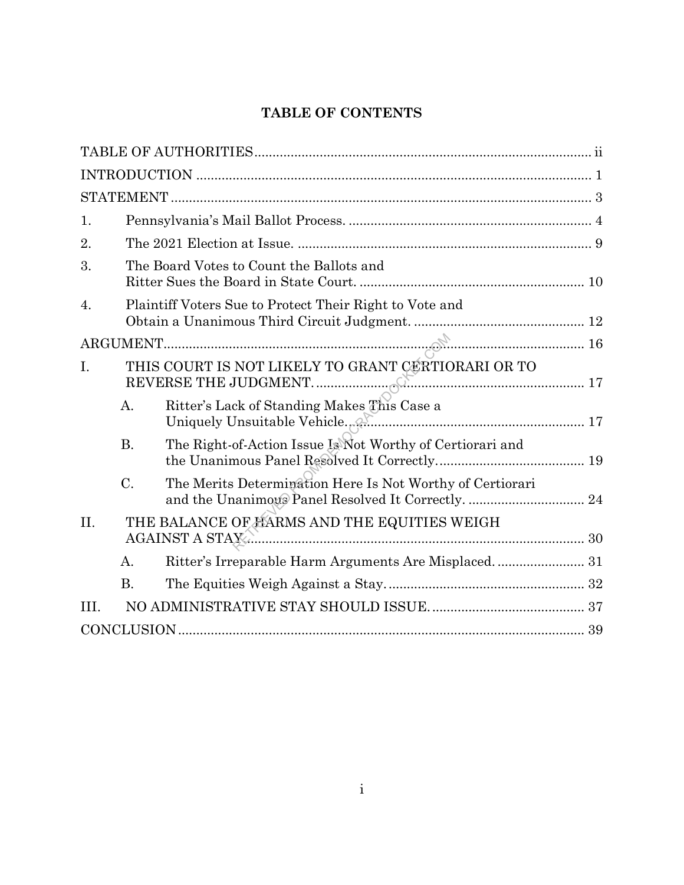# TABLE OF CONTENTS

TABLE OF AUTHORITIES ............................................................................................ ii

INTRODUCTION ............................................................................................ 1

STATEMENT ............................................................................................ 3

1. Pennsylvania's Mail Ballot Process. ............................................................................................ 4

2. The 2021 Election at Issue. ............................................................................................ 9

3. The Board Votes to Count the Ballots and Ritter Sues the Board in State Court. ............................................................................................ 10

4. Plaintiff Voters Sue to Protect Their Right to Vote and Obtain a Unanimous Third Circuit Judgment. ............................................................................................ 12

ARGUMENT ............................................................................................ 16

I. THIS COURT IS NOT LIKELY TO GRANT CERTIORARI OR TO REVERSE THE JUDGMENT. ............................................................................................ 17

   A. Ritter's Lack of Standing Makes This Case a Uniquely Unsuitable Vehicle. ............................................................................................ 17

   B. The Right-of-Action Issue Is Not Worthy of Certiorari and the Unanimous Panel Resolved It Correctly. ............................................................................................ 19

   C. The Merits Determination Here Is Not Worthy of Certiorari and the Unanimous Panel Resolved It Correctly. ............................................................................................ 24

II. THE BALANCE OF HARMS AND THE EQUITIES WEIGH AGAINST A STAY. ............................................................................................ 30

   A. Ritter's Irreparable Harm Arguments Are Misplaced. ............................................................................................ 31

   B. The Equities Weigh Against a Stay. ............................................................................................ 32

III. NO ADMINISTRATIVE STAY SHOULD ISSUE. ............................................................................................ 37

CONCLUSION ............................................................................................ 39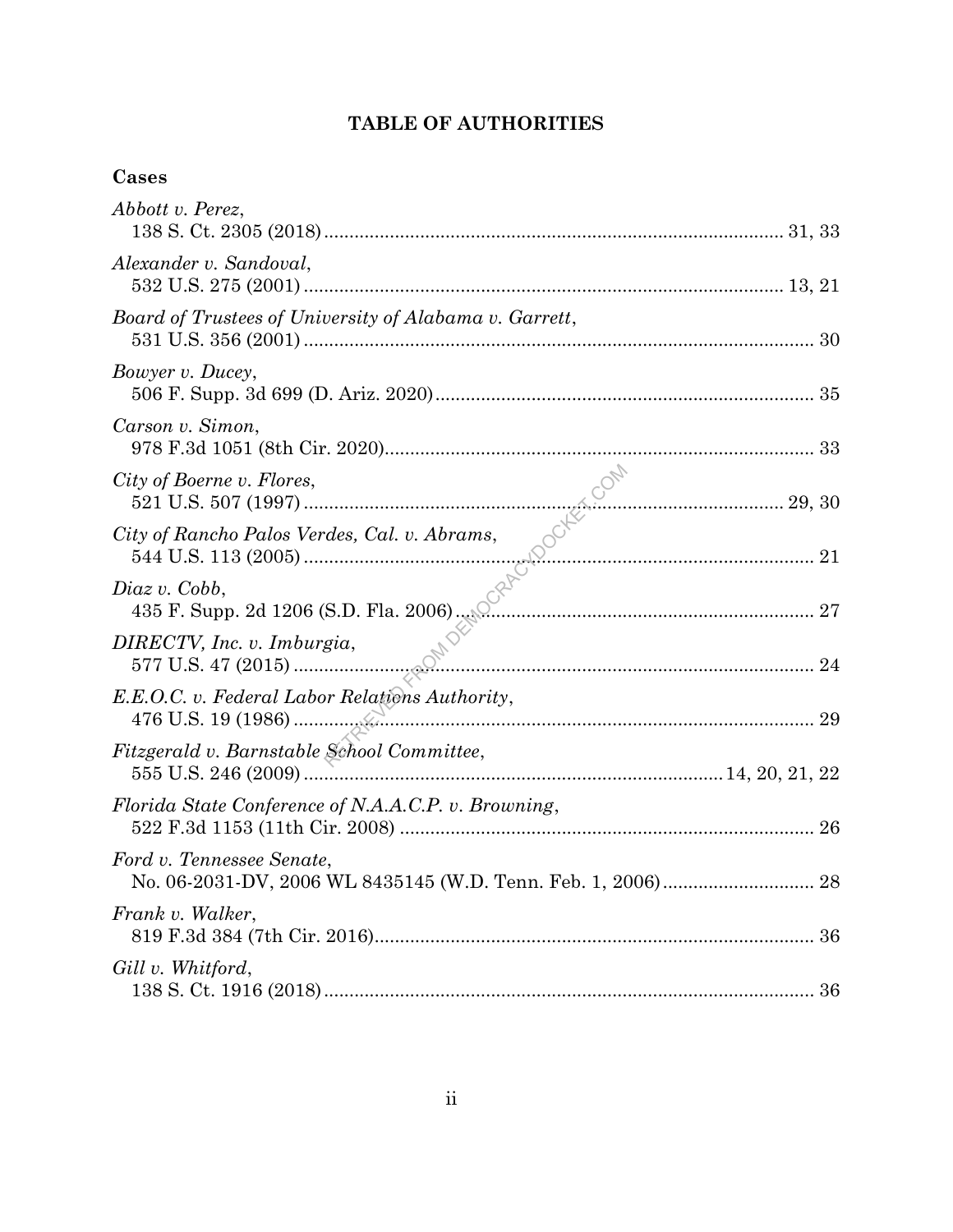## TABLE OF AUTHORITIES

### Cases

*Abbott v. Perez*,
138 S. Ct. 2305 (2018) ........................................................................................ 31, 33

*Alexander v. Sandoval*,
532 U.S. 275 (2001) ............................................................................................ 13, 21

*Board of Trustees of University of Alabama v. Garrett*,
531 U.S. 356 (2001) .................................................................................................. 30

*Bowyer v. Ducey*,
506 F. Supp. 3d 699 (D. Ariz. 2020) ........................................................................ 35

*Carson v. Simon*,
978 F.3d 1051 (8th Cir. 2020) .................................................................................. 33

*City of Boerne v. Flores*,
521 U.S. 507 (1997) ............................................................................................ 29, 30

*City of Rancho Palos Verdes, Cal. v. Abrams*,
544 U.S. 113 (2005) .................................................................................................. 21

*Diaz v. Cobb*,
435 F. Supp. 2d 1206 (S.D. Fla. 2006) .................................................................... 27

*DIRECTV, Inc. v. Imburgia*,
577 U.S. 47 (2015) .................................................................................................... 24

*E.E.O.C. v. Federal Labor Relations Authority*,
476 U.S. 19 (1986) .................................................................................................... 29

*Fitzgerald v. Barnstable School Committee*,
555 U.S. 246 (2009) ................................................................................ 14, 20, 21, 22

*Florida State Conference of N.A.A.C.P. v. Browning*,
522 F.3d 1153 (11th Cir. 2008) ................................................................................ 26

*Ford v. Tennessee Senate*,
No. 06-2031-DV, 2006 WL 8435145 (W.D. Tenn. Feb. 1, 2006) ............................ 28

*Frank v. Walker*,
819 F.3d 384 (7th Cir. 2016) .................................................................................... 36

*Gill v. Whitford*,
138 S. Ct. 1916 (2018) .............................................................................................. 36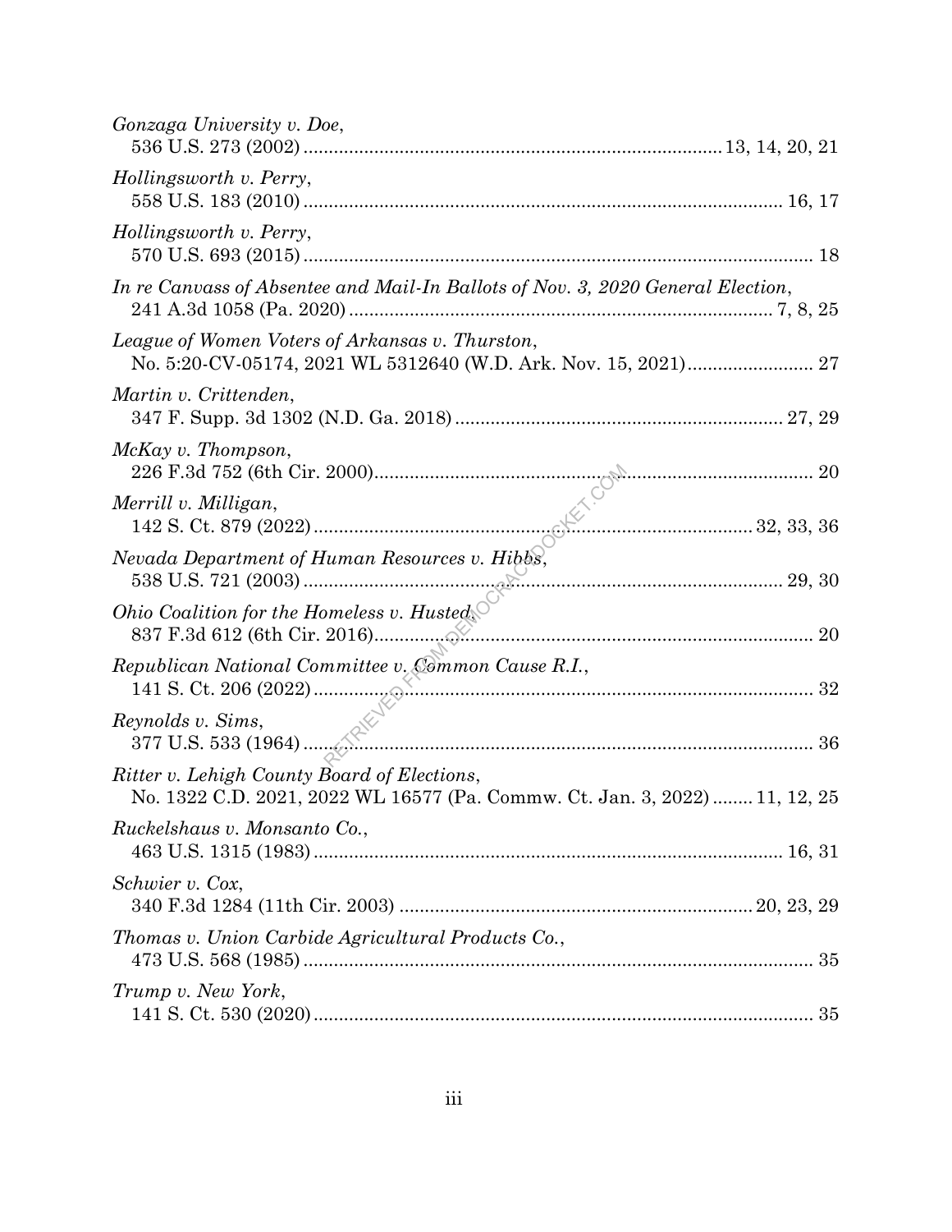*Gonzaga University v. Doe*,
536 U.S. 273 (2002) ........................................................................ 13, 14, 20, 21

*Hollingsworth v. Perry*,
558 U.S. 183 (2010) ........................................................................................ 16, 17

*Hollingsworth v. Perry*,
570 U.S. 693 (2015) ............................................................................................ 18

*In re Canvass of Absentee and Mail-In Ballots of Nov. 3, 2020 General Election*,
241 A.3d 1058 (Pa. 2020) ...................................................................... 7, 8, 25

*League of Women Voters of Arkansas v. Thurston*,
No. 5:20-CV-05174, 2021 WL 5312640 (W.D. Ark. Nov. 15, 2021) ........................ 27

*Martin v. Crittenden*,
347 F. Supp. 3d 1302 (N.D. Ga. 2018) ................................................................ 27, 29

*McKay v. Thompson*,
226 F.3d 752 (6th Cir. 2000) ................................................................................. 20

*Merrill v. Milligan*,
142 S. Ct. 879 (2022) ........................................................................ 32, 33, 36

*Nevada Department of Human Resources v. Hibbs*,
538 U.S. 721 (2003) ............................................................................................ 29, 30

*Ohio Coalition for the Homeless v. Husted*,
837 F.3d 612 (6th Cir. 2016) ................................................................................. 20

*Republican National Committee v. Common Cause R.I.*,
141 S. Ct. 206 (2022) ............................................................................................ 32

*Reynolds v. Sims*,
377 U.S. 533 (1964) ............................................................................................ 36

*Ritter v. Lehigh County Board of Elections*,
No. 1322 C.D. 2021, 2022 WL 16577 (Pa. Commw. Ct. Jan. 3, 2022) ........ 11, 12, 25

*Ruckelshaus v. Monsanto Co.*,
463 U.S. 1315 (1983) ............................................................................................ 16, 31

*Schwier v. Cox*,
340 F.3d 1284 (11th Cir. 2003) ...................................................................... 20, 23, 29

*Thomas v. Union Carbide Agricultural Products Co.*,
473 U.S. 568 (1985) ............................................................................................ 35

*Trump v. New York*,
141 S. Ct. 530 (2020) ............................................................................................ 35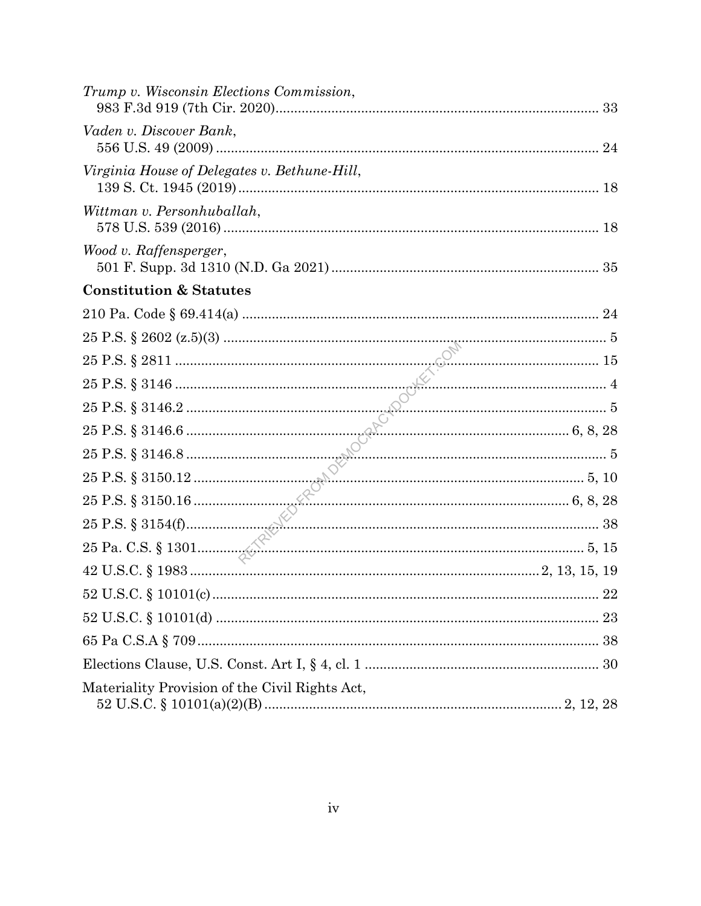*Trump v. Wisconsin Elections Commission*,
983 F.3d 919 (7th Cir. 2020)........................................................................................ 33

*Vaden v. Discover Bank*,
556 U.S. 49 (2009) ........................................................................................................ 24

*Virginia House of Delegates v. Bethune-Hill*,
139 S. Ct. 1945 (2019) .................................................................................................. 18

*Wittman v. Personhuballah*,
578 U.S. 539 (2016) ...................................................................................................... 18

*Wood v. Raffensperger*,
501 F. Supp. 3d 1310 (N.D. Ga 2021) ......................................................................... 35

**Constitution & Statutes**

210 Pa. Code § 69.414(a) ................................................................................................ 24

25 P.S. § 2602 (z.5)(3) ...................................................................................................... 5

25 P.S. § 2811 ................................................................................................................. 15

25 P.S. § 3146 ................................................................................................................... 4

25 P.S. § 3146.2 ................................................................................................................ 5

25 P.S. § 3146.6 ................................................................................................... 6, 8, 28

25 P.S. § 3146.8 ................................................................................................................ 5

25 P.S. § 3150.12 ......................................................................................................... 5, 10

25 P.S. § 3150.16 ................................................................................................ 6, 8, 28

25 P.S. § 3154(f)............................................................................................................... 38

25 Pa. C.S. § 1301......................................................................................................... 5, 15

42 U.S.C. § 1983 ...................................................................................... 2, 13, 15, 19

52 U.S.C. § 10101(c) ........................................................................................................ 22

52 U.S.C. § 10101(d) ....................................................................................................... 23

65 Pa C.S.A § 709 ........................................................................................................... 38

Elections Clause, U.S. Const. Art I, § 4, cl. 1 ............................................................... 30

Materiality Provision of the Civil Rights Act,
52 U.S.C. § 10101(a)(2)(B) ................................................................................ 2, 12, 28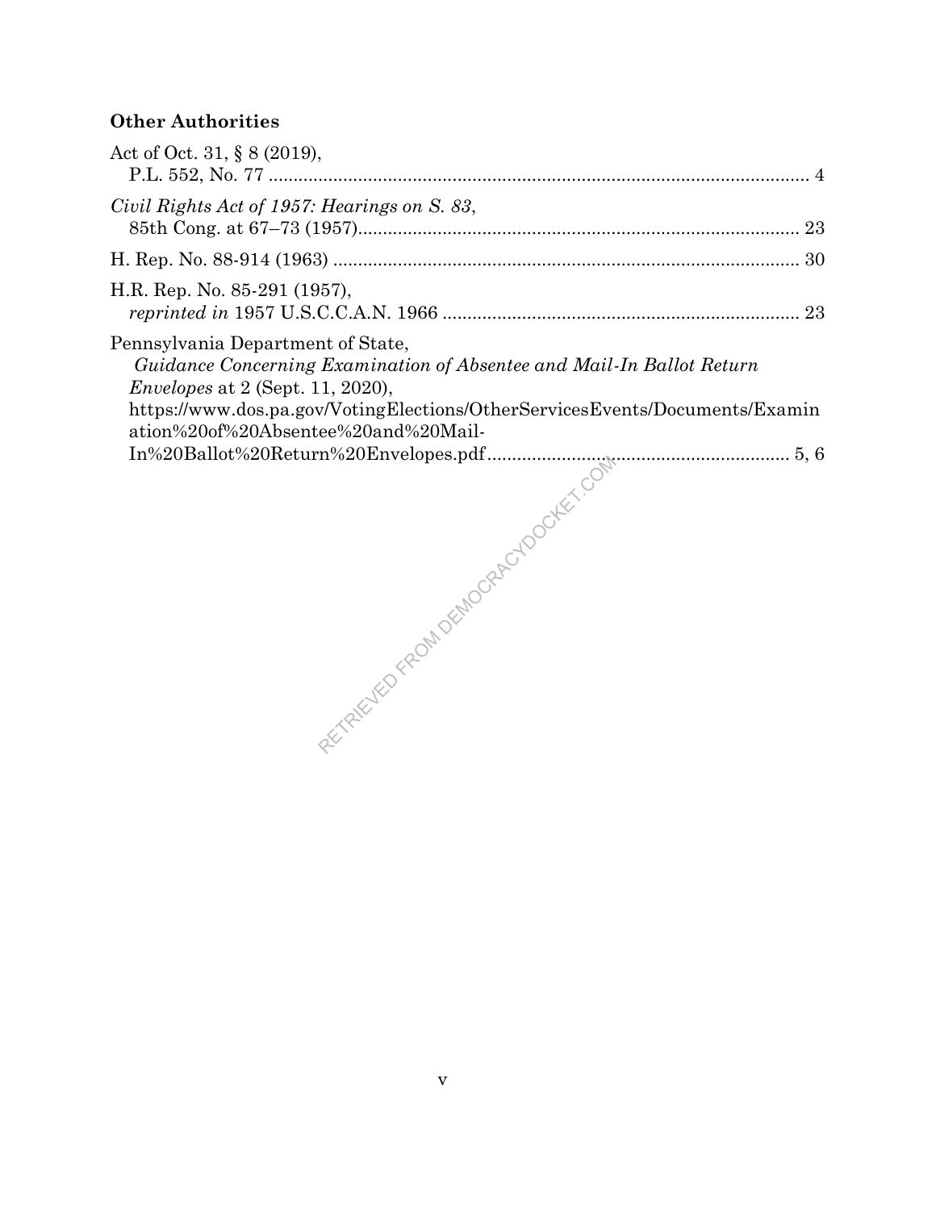**Other Authorities**

Act of Oct. 31, § 8 (2019),
P.L. 552, No. 77 .......................................................................................................... 4

*Civil Rights Act of 1957: Hearings on S. 83*,
85th Cong. at 67–73 (1957)....................................................................................... 23

H. Rep. No. 88-914 (1963) .......................................................................................... 30

H.R. Rep. No. 85-291 (1957),
*reprinted in* 1957 U.S.C.C.A.N. 1966 ...................................................................... 23

Pennsylvania Department of State,
*Guidance Concerning Examination of Absentee and Mail-In Ballot Return Envelopes* at 2 (Sept. 11, 2020),
https://www.dos.pa.gov/VotingElections/OtherServicesEvents/Documents/Examination%20of%20Absentee%20and%20Mail-In%20Ballot%20Return%20Envelopes.pdf ........................................................... 5, 6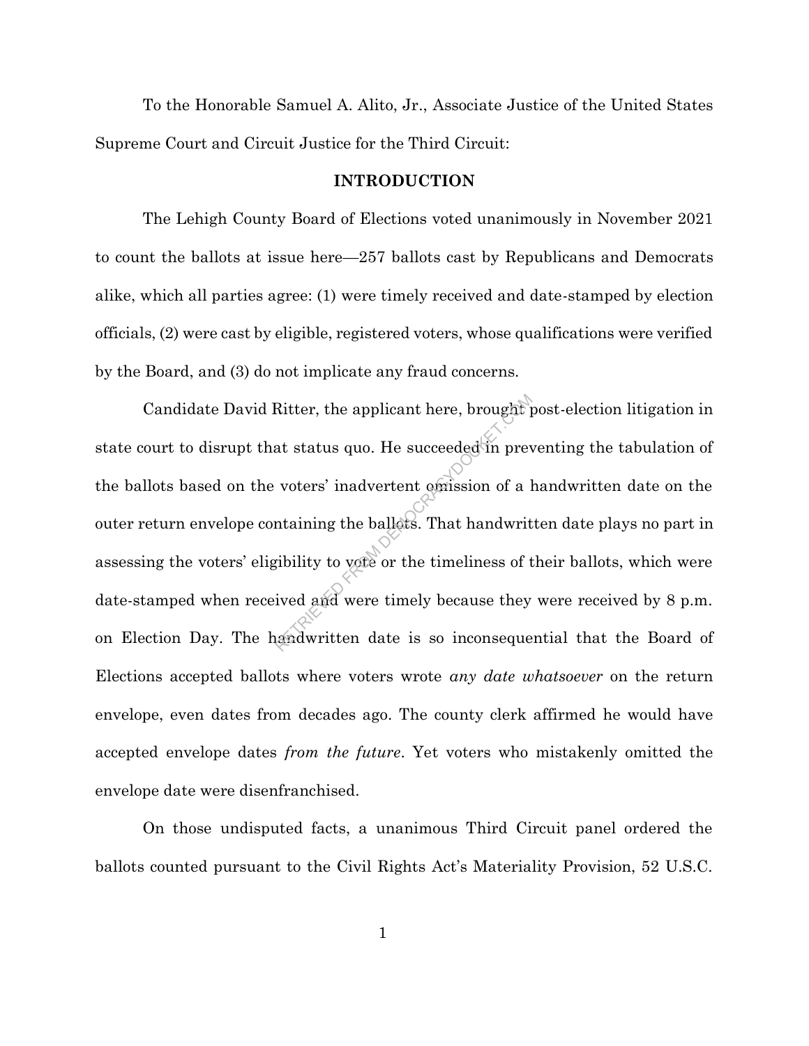To the Honorable Samuel A. Alito, Jr., Associate Justice of the United States Supreme Court and Circuit Justice for the Third Circuit:

## INTRODUCTION

The Lehigh County Board of Elections voted unanimously in November 2021 to count the ballots at issue here—257 ballots cast by Republicans and Democrats alike, which all parties agree: (1) were timely received and date-stamped by election officials, (2) were cast by eligible, registered voters, whose qualifications were verified by the Board, and (3) do not implicate any fraud concerns.

Candidate David Ritter, the applicant here, brought post-election litigation in state court to disrupt that status quo. He succeeded in preventing the tabulation of the ballots based on the voters' inadvertent omission of a handwritten date on the outer return envelope containing the ballots. That handwritten date plays no part in assessing the voters' eligibility to vote or the timeliness of their ballots, which were date-stamped when received and were timely because they were received by 8 p.m. on Election Day. The handwritten date is so inconsequential that the Board of Elections accepted ballots where voters wrote *any date whatsoever* on the return envelope, even dates from decades ago. The county clerk affirmed he would have accepted envelope dates *from the future*. Yet voters who mistakenly omitted the envelope date were disenfranchised.

On those undisputed facts, a unanimous Third Circuit panel ordered the ballots counted pursuant to the Civil Rights Act's Materiality Provision, 52 U.S.C.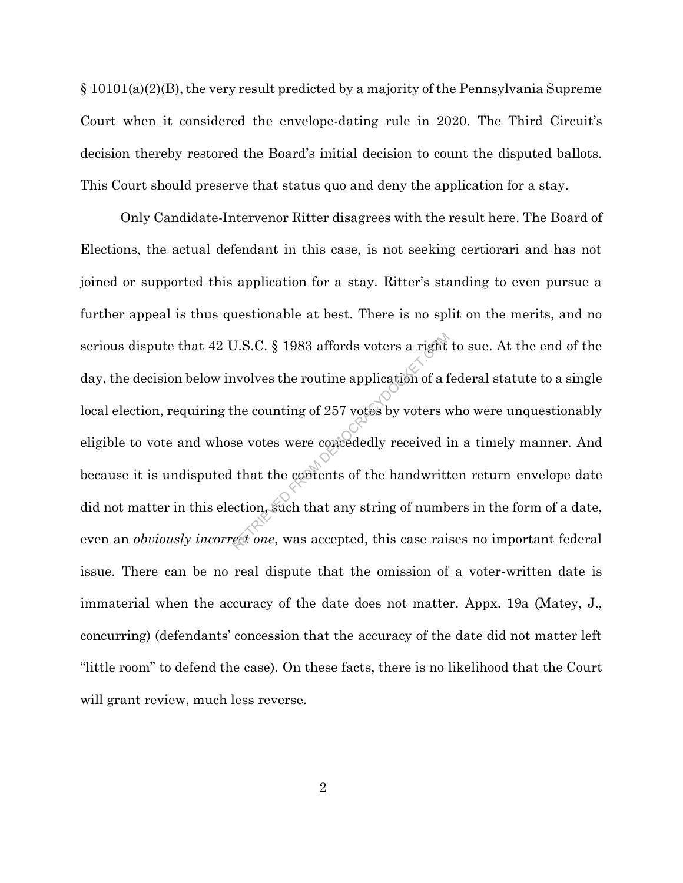§ 10101(a)(2)(B), the very result predicted by a majority of the Pennsylvania Supreme Court when it considered the envelope-dating rule in 2020. The Third Circuit's decision thereby restored the Board's initial decision to count the disputed ballots. This Court should preserve that status quo and deny the application for a stay.

Only Candidate-Intervenor Ritter disagrees with the result here. The Board of Elections, the actual defendant in this case, is not seeking certiorari and has not joined or supported this application for a stay. Ritter's standing to even pursue a further appeal is thus questionable at best. There is no split on the merits, and no serious dispute that 42 U.S.C. § 1983 affords voters a right to sue. At the end of the day, the decision below involves the routine application of a federal statute to a single local election, requiring the counting of 257 votes by voters who were unquestionably eligible to vote and whose votes were concededly received in a timely manner. And because it is undisputed that the contents of the handwritten return envelope date did not matter in this election, such that any string of numbers in the form of a date, even an *obviously incorrect one*, was accepted, this case raises no important federal issue. There can be no real dispute that the omission of a voter-written date is immaterial when the accuracy of the date does not matter. Appx. 19a (Matey, J., concurring) (defendants' concession that the accuracy of the date did not matter left "little room" to defend the case). On these facts, there is no likelihood that the Court will grant review, much less reverse.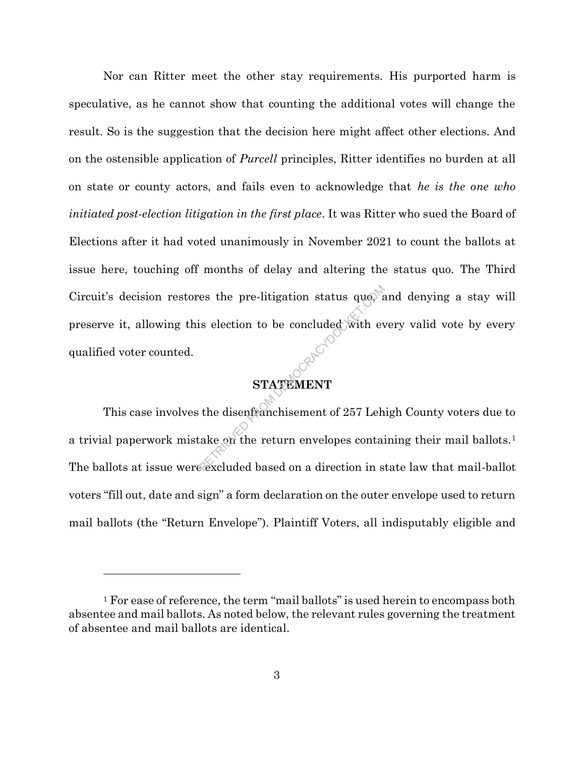Nor can Ritter meet the other stay requirements. His purported harm is speculative, as he cannot show that counting the additional votes will change the result. So is the suggestion that the decision here might affect other elections. And on the ostensible application of *Purcell* principles, Ritter identifies no burden at all on state or county actors, and fails even to acknowledge that *he is the one who initiated post-election litigation in the first place*. It was Ritter who sued the Board of Elections after it had voted unanimously in November 2021 to count the ballots at issue here, touching off months of delay and altering the status quo. The Third Circuit's decision restores the pre-litigation status quo, and denying a stay will preserve it, allowing this election to be concluded with every valid vote by every qualified voter counted.

## STATEMENT

This case involves the disenfranchisement of 257 Lehigh County voters due to a trivial paperwork mistake on the return envelopes containing their mail ballots.[1] The ballots at issue were excluded based on a direction in state law that mail-ballot voters "fill out, date and sign" a form declaration on the outer envelope used to return mail ballots (the "Return Envelope"). Plaintiff Voters, all indisputably eligible and

[1] For ease of reference, the term "mail ballots" is used herein to encompass both absentee and mail ballots. As noted below, the relevant rules governing the treatment of absentee and mail ballots are identical.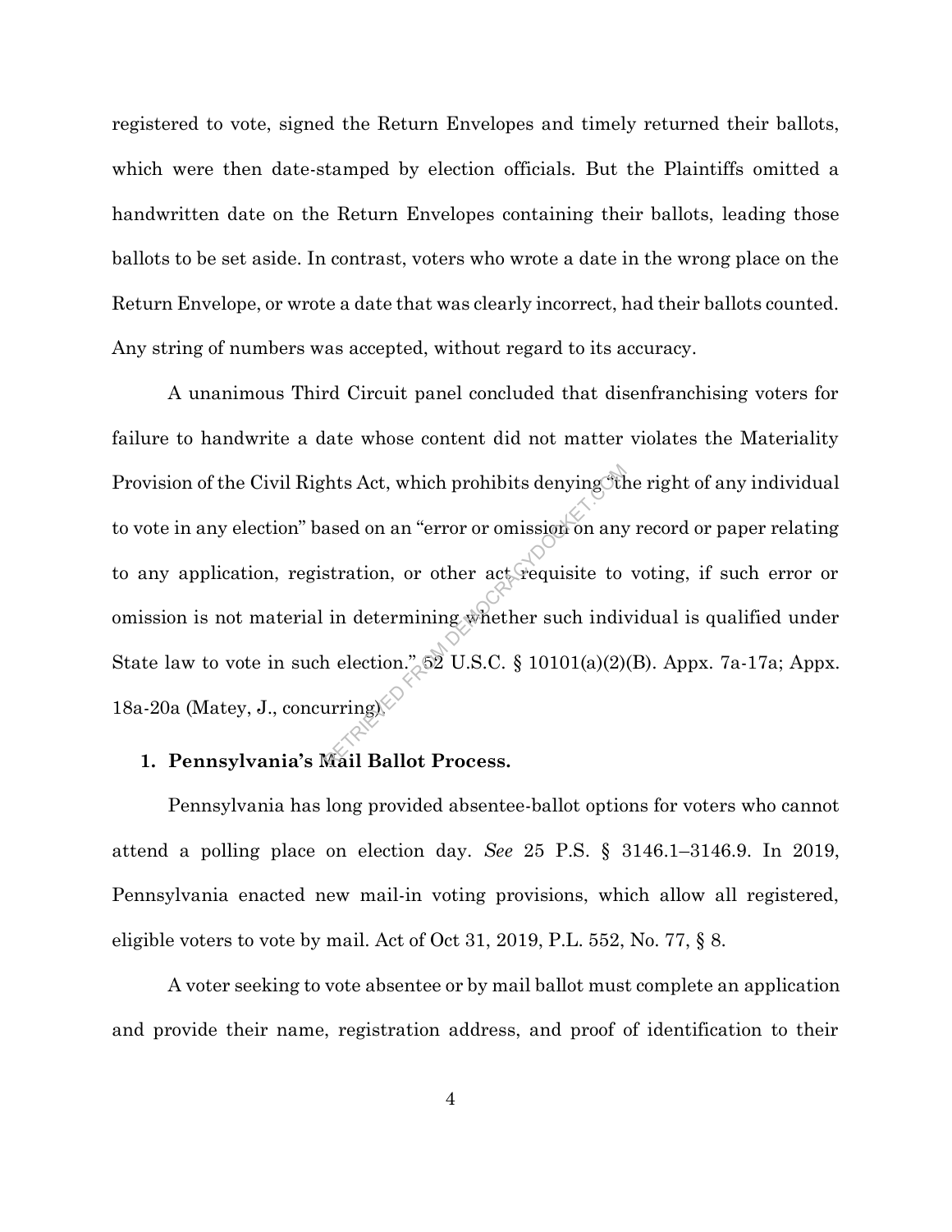registered to vote, signed the Return Envelopes and timely returned their ballots, which were then date-stamped by election officials. But the Plaintiffs omitted a handwritten date on the Return Envelopes containing their ballots, leading those ballots to be set aside. In contrast, voters who wrote a date in the wrong place on the Return Envelope, or wrote a date that was clearly incorrect, had their ballots counted. Any string of numbers was accepted, without regard to its accuracy.

A unanimous Third Circuit panel concluded that disenfranchising voters for failure to handwrite a date whose content did not matter violates the Materiality Provision of the Civil Rights Act, which prohibits denying "the right of any individual to vote in any election" based on an "error or omission on any record or paper relating to any application, registration, or other act requisite to voting, if such error or omission is not material in determining whether such individual is qualified under State law to vote in such election." 52 U.S.C. § 10101(a)(2)(B). Appx. 7a-17a; Appx. 18a-20a (Matey, J., concurring).

### 1. Pennsylvania's Mail Ballot Process.

Pennsylvania has long provided absentee-ballot options for voters who cannot attend a polling place on election day. *See* 25 P.S. § 3146.1–3146.9. In 2019, Pennsylvania enacted new mail-in voting provisions, which allow all registered, eligible voters to vote by mail. Act of Oct 31, 2019, P.L. 552, No. 77, § 8.

A voter seeking to vote absentee or by mail ballot must complete an application and provide their name, registration address, and proof of identification to their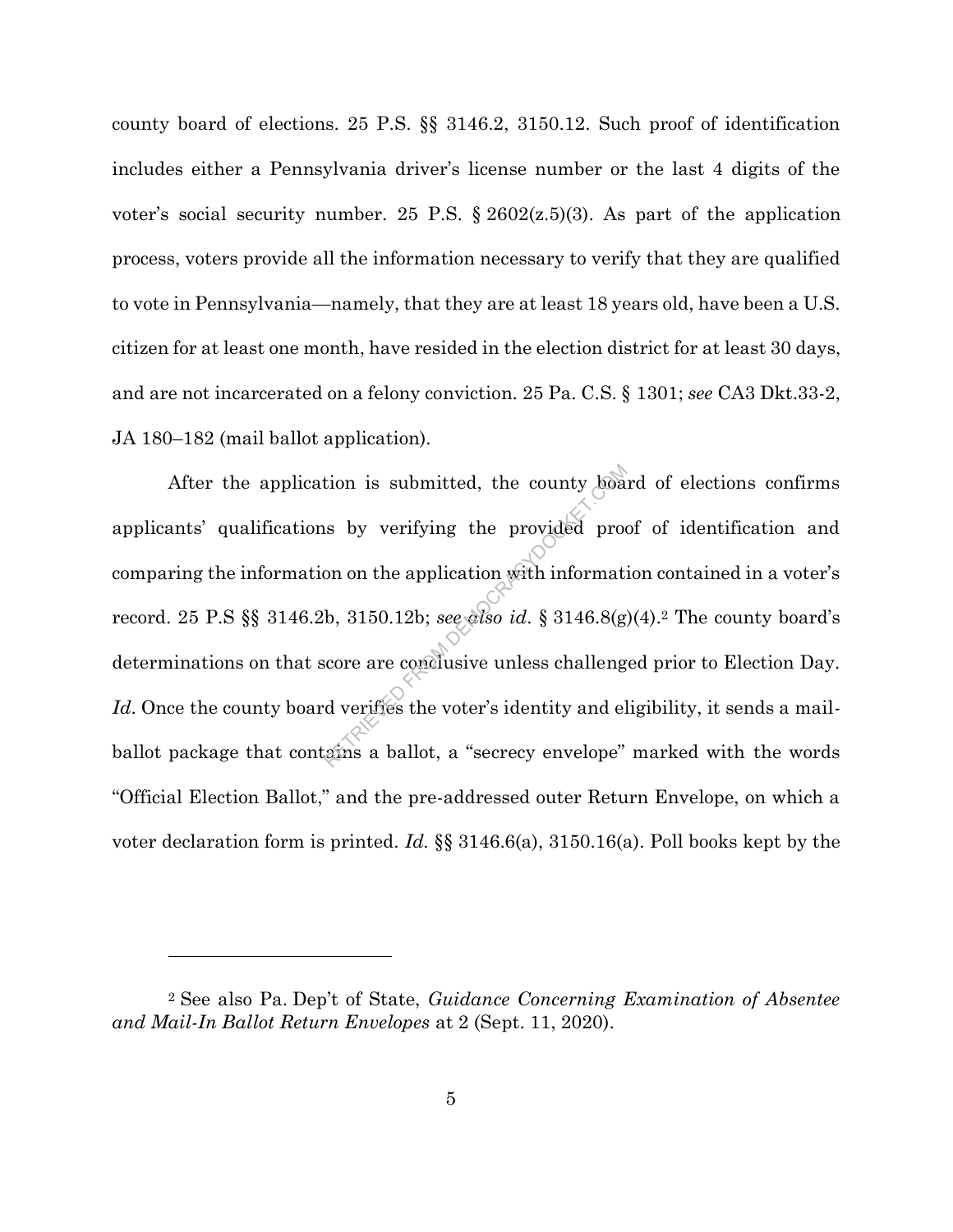county board of elections. 25 P.S. §§ 3146.2, 3150.12. Such proof of identification includes either a Pennsylvania driver's license number or the last 4 digits of the voter's social security number. 25 P.S. § 2602(z.5)(3). As part of the application process, voters provide all the information necessary to verify that they are qualified to vote in Pennsylvania—namely, that they are at least 18 years old, have been a U.S. citizen for at least one month, have resided in the election district for at least 30 days, and are not incarcerated on a felony conviction. 25 Pa. C.S. § 1301; *see* CA3 Dkt.33-2, JA 180–182 (mail ballot application).

After the application is submitted, the county board of elections confirms applicants' qualifications by verifying the provided proof of identification and comparing the information on the application with information contained in a voter's record. 25 P.S §§ 3146.2b, 3150.12b; *see also id*. § 3146.8(g)(4).[2] The county board's determinations on that score are conclusive unless challenged prior to Election Day. *Id*. Once the county board verifies the voter's identity and eligibility, it sends a mail-ballot package that contains a ballot, a "secrecy envelope" marked with the words "Official Election Ballot," and the pre-addressed outer Return Envelope, on which a voter declaration form is printed. *Id.* §§ 3146.6(a), 3150.16(a). Poll books kept by the

---

[2] See also Pa. Dep't of State, *Guidance Concerning Examination of Absentee and Mail-In Ballot Return Envelopes* at 2 (Sept. 11, 2020).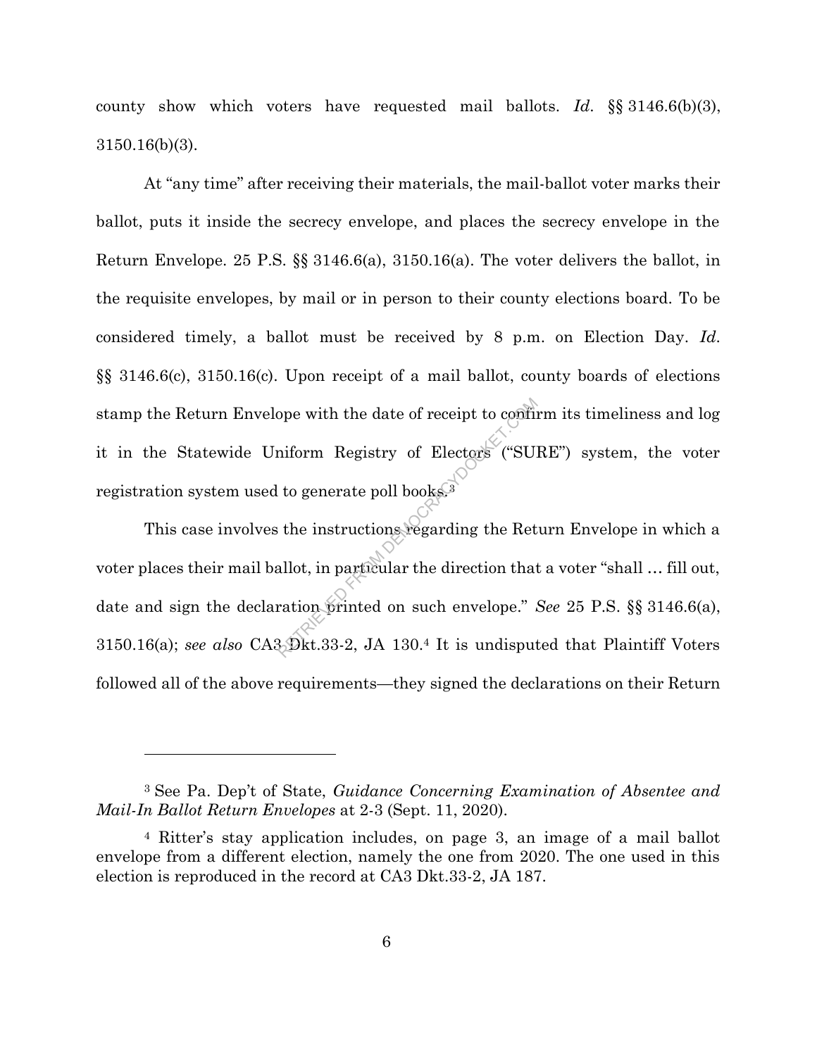county show which voters have requested mail ballots. *Id.* §§ 3146.6(b)(3), 3150.16(b)(3).

At "any time" after receiving their materials, the mail-ballot voter marks their ballot, puts it inside the secrecy envelope, and places the secrecy envelope in the Return Envelope. 25 P.S. §§ 3146.6(a), 3150.16(a). The voter delivers the ballot, in the requisite envelopes, by mail or in person to their county elections board. To be considered timely, a ballot must be received by 8 p.m. on Election Day. *Id.* §§ 3146.6(c), 3150.16(c). Upon receipt of a mail ballot, county boards of elections stamp the Return Envelope with the date of receipt to confirm its timeliness and log it in the Statewide Uniform Registry of Electors ("SURE") system, the voter registration system used to generate poll books.[3]

This case involves the instructions regarding the Return Envelope in which a voter places their mail ballot, in particular the direction that a voter "shall … fill out, date and sign the declaration printed on such envelope." *See* 25 P.S. §§ 3146.6(a), 3150.16(a); *see also* CA3 Dkt.33-2, JA 130.[4] It is undisputed that Plaintiff Voters followed all of the above requirements—they signed the declarations on their Return

---

[3] See Pa. Dep't of State, *Guidance Concerning Examination of Absentee and Mail-In Ballot Return Envelopes* at 2-3 (Sept. 11, 2020).

[4] Ritter's stay application includes, on page 3, an image of a mail ballot envelope from a different election, namely the one from 2020. The one used in this election is reproduced in the record at CA3 Dkt.33-2, JA 187.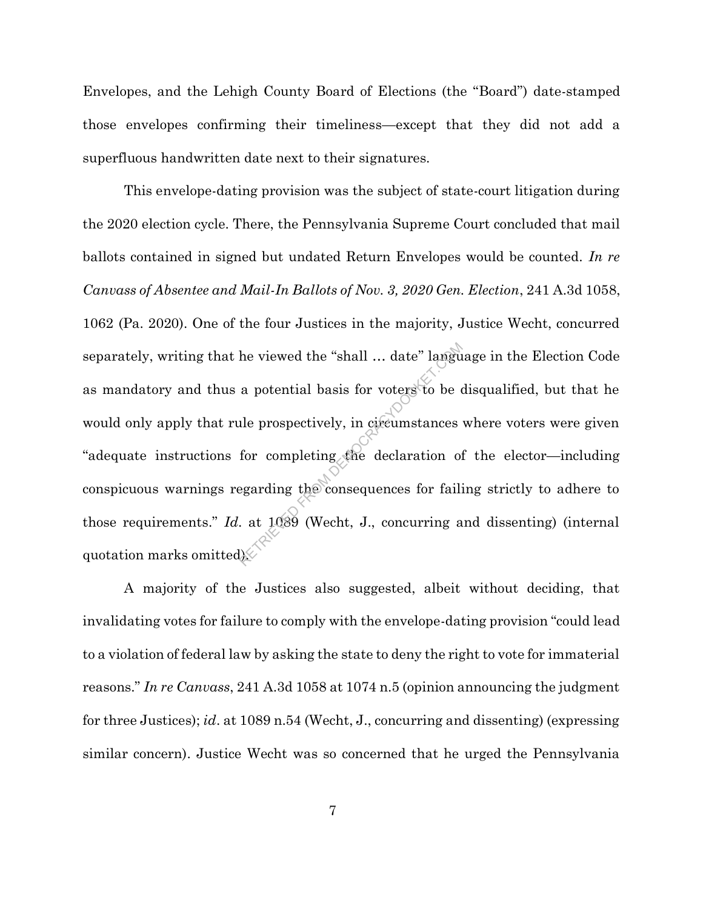Envelopes, and the Lehigh County Board of Elections (the "Board") date-stamped those envelopes confirming their timeliness—except that they did not add a superfluous handwritten date next to their signatures.

This envelope-dating provision was the subject of state-court litigation during the 2020 election cycle. There, the Pennsylvania Supreme Court concluded that mail ballots contained in signed but undated Return Envelopes would be counted. *In re Canvass of Absentee and Mail-In Ballots of Nov. 3, 2020 Gen. Election*, 241 A.3d 1058, 1062 (Pa. 2020). One of the four Justices in the majority, Justice Wecht, concurred separately, writing that he viewed the "shall … date" language in the Election Code as mandatory and thus a potential basis for voters to be disqualified, but that he would only apply that rule prospectively, in circumstances where voters were given "adequate instructions for completing the declaration of the elector—including conspicuous warnings regarding the consequences for failing strictly to adhere to those requirements." *Id*. at 1089 (Wecht, J., concurring and dissenting) (internal quotation marks omitted).

A majority of the Justices also suggested, albeit without deciding, that invalidating votes for failure to comply with the envelope-dating provision "could lead to a violation of federal law by asking the state to deny the right to vote for immaterial reasons." *In re Canvass*, 241 A.3d 1058 at 1074 n.5 (opinion announcing the judgment for three Justices); *id*. at 1089 n.54 (Wecht, J., concurring and dissenting) (expressing similar concern). Justice Wecht was so concerned that he urged the Pennsylvania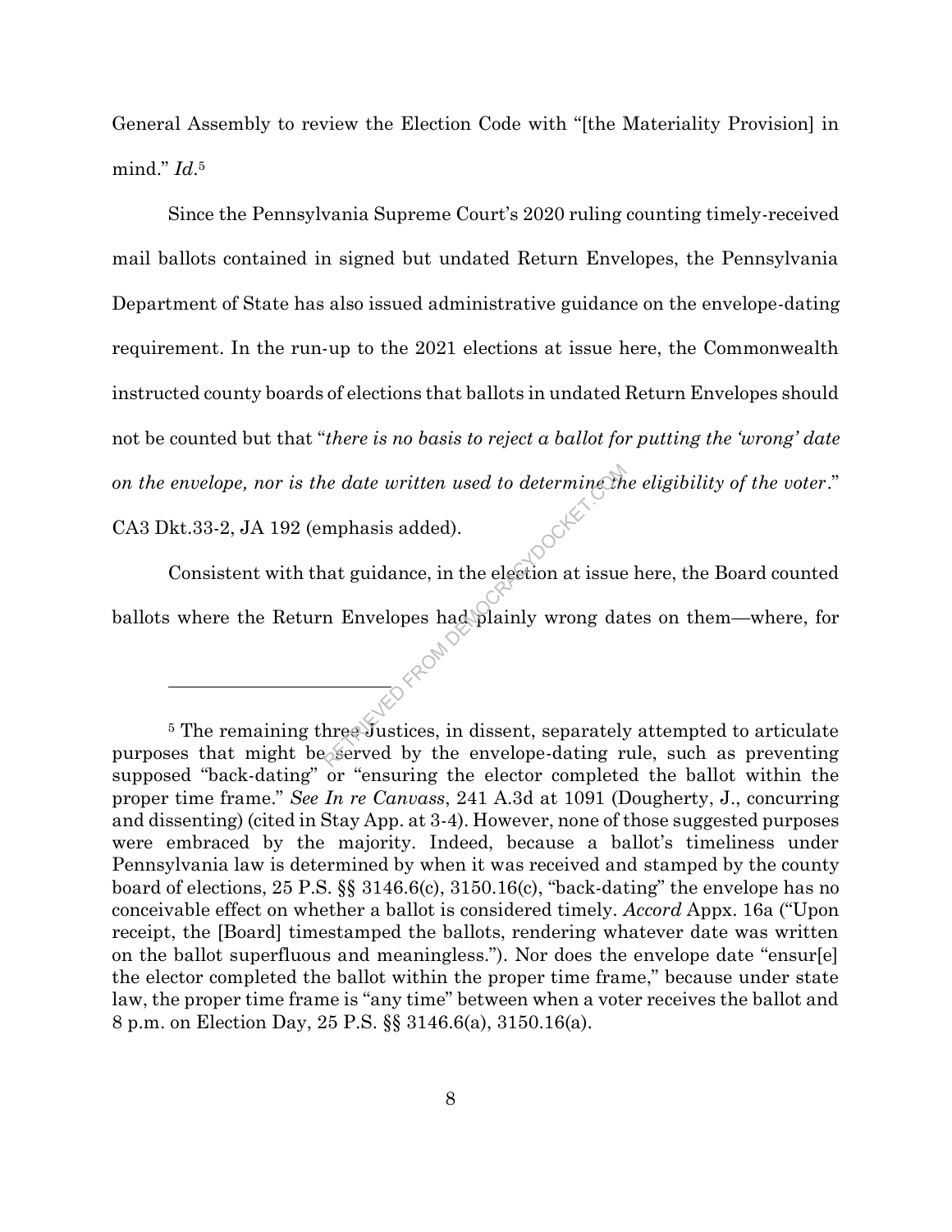General Assembly to review the Election Code with "[the Materiality Provision] in mind." *Id*.[5]

Since the Pennsylvania Supreme Court's 2020 ruling counting timely-received mail ballots contained in signed but undated Return Envelopes, the Pennsylvania Department of State has also issued administrative guidance on the envelope-dating requirement. In the run-up to the 2021 elections at issue here, the Commonwealth instructed county boards of elections that ballots in undated Return Envelopes should not be counted but that "*there is no basis to reject a ballot for putting the 'wrong' date on the envelope, nor is the date written used to determine the eligibility of the voter*." CA3 Dkt.33-2, JA 192 (emphasis added).

Consistent with that guidance, in the election at issue here, the Board counted ballots where the Return Envelopes had plainly wrong dates on them—where, for

---

[5] The remaining three Justices, in dissent, separately attempted to articulate purposes that might be served by the envelope-dating rule, such as preventing supposed "back-dating" or "ensuring the elector completed the ballot within the proper time frame." *See In re Canvass*, 241 A.3d at 1091 (Dougherty, J., concurring and dissenting) (cited in Stay App. at 3-4). However, none of those suggested purposes were embraced by the majority. Indeed, because a ballot's timeliness under Pennsylvania law is determined by when it was received and stamped by the county board of elections, 25 P.S. §§ 3146.6(c), 3150.16(c), "back-dating" the envelope has no conceivable effect on whether a ballot is considered timely. *Accord* Appx. 16a ("Upon receipt, the [Board] timestamped the ballots, rendering whatever date was written on the ballot superfluous and meaningless."). Nor does the envelope date "ensur[e] the elector completed the ballot within the proper time frame," because under state law, the proper time frame is "any time" between when a voter receives the ballot and 8 p.m. on Election Day, 25 P.S. §§ 3146.6(a), 3150.16(a).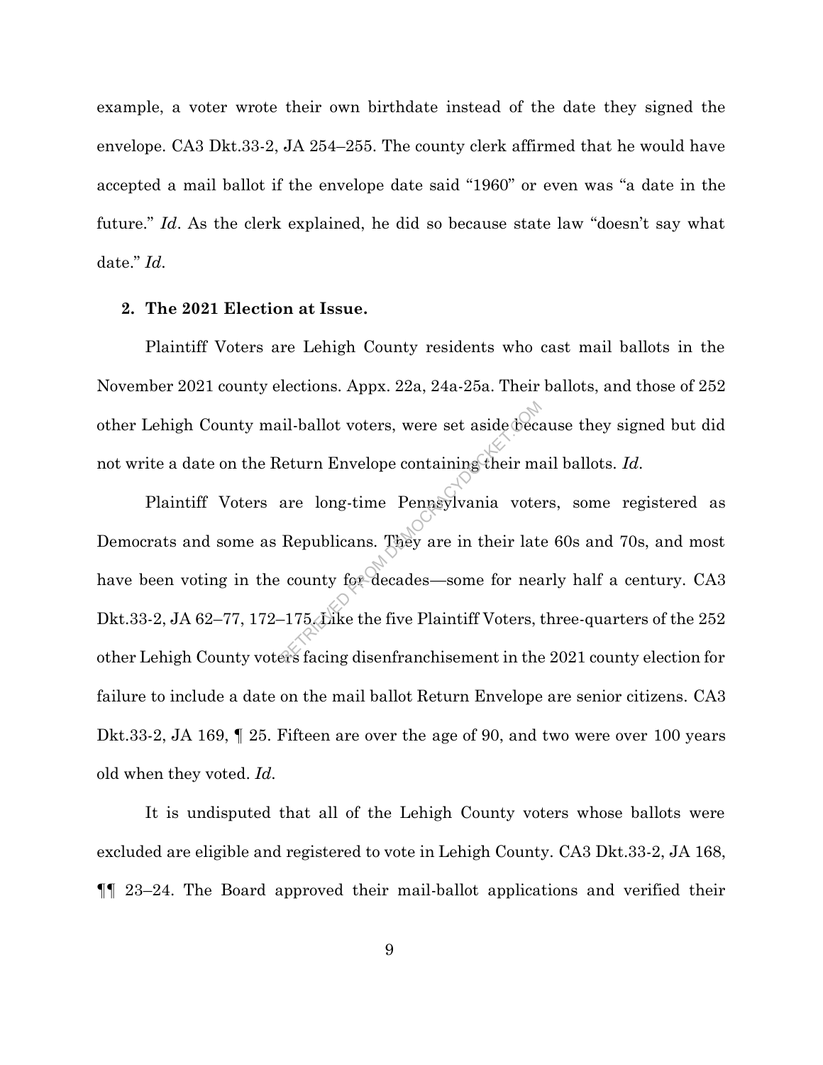example, a voter wrote their own birthdate instead of the date they signed the envelope. CA3 Dkt.33-2, JA 254–255. The county clerk affirmed that he would have accepted a mail ballot if the envelope date said "1960" or even was "a date in the future." *Id*. As the clerk explained, he did so because state law "doesn't say what date." *Id*.

### 2. The 2021 Election at Issue.

Plaintiff Voters are Lehigh County residents who cast mail ballots in the November 2021 county elections. Appx. 22a, 24a-25a. Their ballots, and those of 252 other Lehigh County mail-ballot voters, were set aside because they signed but did not write a date on the Return Envelope containing their mail ballots. *Id*.

Plaintiff Voters are long-time Pennsylvania voters, some registered as Democrats and some as Republicans. They are in their late 60s and 70s, and most have been voting in the county for decades—some for nearly half a century. CA3 Dkt.33-2, JA 62–77, 172–175. Like the five Plaintiff Voters, three-quarters of the 252 other Lehigh County voters facing disenfranchisement in the 2021 county election for failure to include a date on the mail ballot Return Envelope are senior citizens. CA3 Dkt.33-2, JA 169, ¶ 25. Fifteen are over the age of 90, and two were over 100 years old when they voted. *Id*.

It is undisputed that all of the Lehigh County voters whose ballots were excluded are eligible and registered to vote in Lehigh County. CA3 Dkt.33-2, JA 168, ¶¶ 23–24. The Board approved their mail-ballot applications and verified their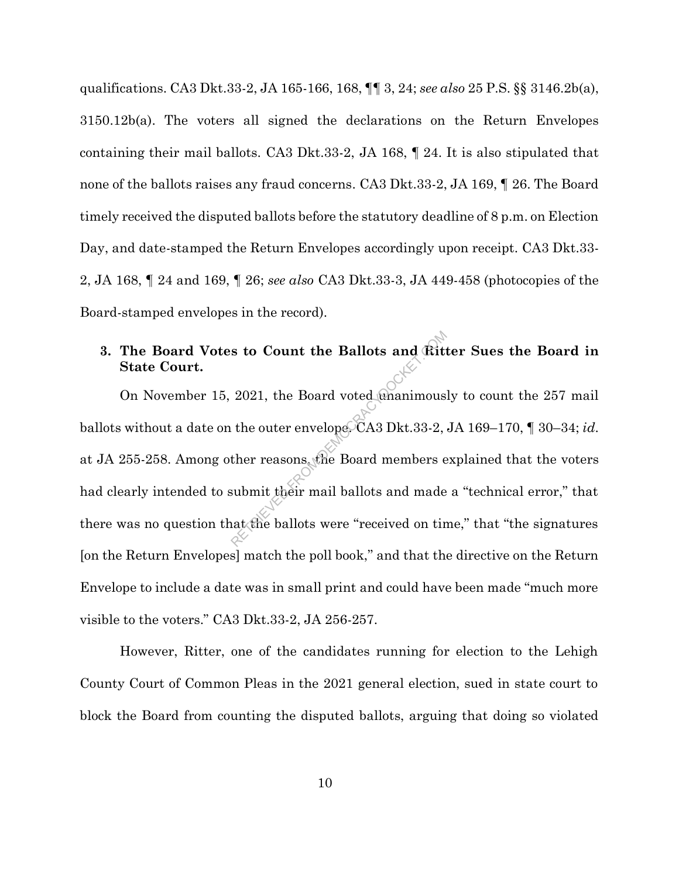qualifications. CA3 Dkt.33-2, JA 165-166, 168, ¶¶ 3, 24; *see also* 25 P.S. §§ 3146.2b(a), 3150.12b(a). The voters all signed the declarations on the Return Envelopes containing their mail ballots. CA3 Dkt.33-2, JA 168, ¶ 24. It is also stipulated that none of the ballots raises any fraud concerns. CA3 Dkt.33-2, JA 169, ¶ 26. The Board timely received the disputed ballots before the statutory deadline of 8 p.m. on Election Day, and date-stamped the Return Envelopes accordingly upon receipt. CA3 Dkt.33-2, JA 168, ¶ 24 and 169, ¶ 26; *see also* CA3 Dkt.33-3, JA 449-458 (photocopies of the Board-stamped envelopes in the record).

### 3. The Board Votes to Count the Ballots and Ritter Sues the Board in State Court.

On November 15, 2021, the Board voted unanimously to count the 257 mail ballots without a date on the outer envelope. CA3 Dkt.33-2, JA 169–170, ¶ 30–34; *id.* at JA 255-258. Among other reasons, the Board members explained that the voters had clearly intended to submit their mail ballots and made a "technical error," that there was no question that the ballots were "received on time," that "the signatures [on the Return Envelopes] match the poll book," and that the directive on the Return Envelope to include a date was in small print and could have been made "much more visible to the voters." CA3 Dkt.33-2, JA 256-257.

However, Ritter, one of the candidates running for election to the Lehigh County Court of Common Pleas in the 2021 general election, sued in state court to block the Board from counting the disputed ballots, arguing that doing so violated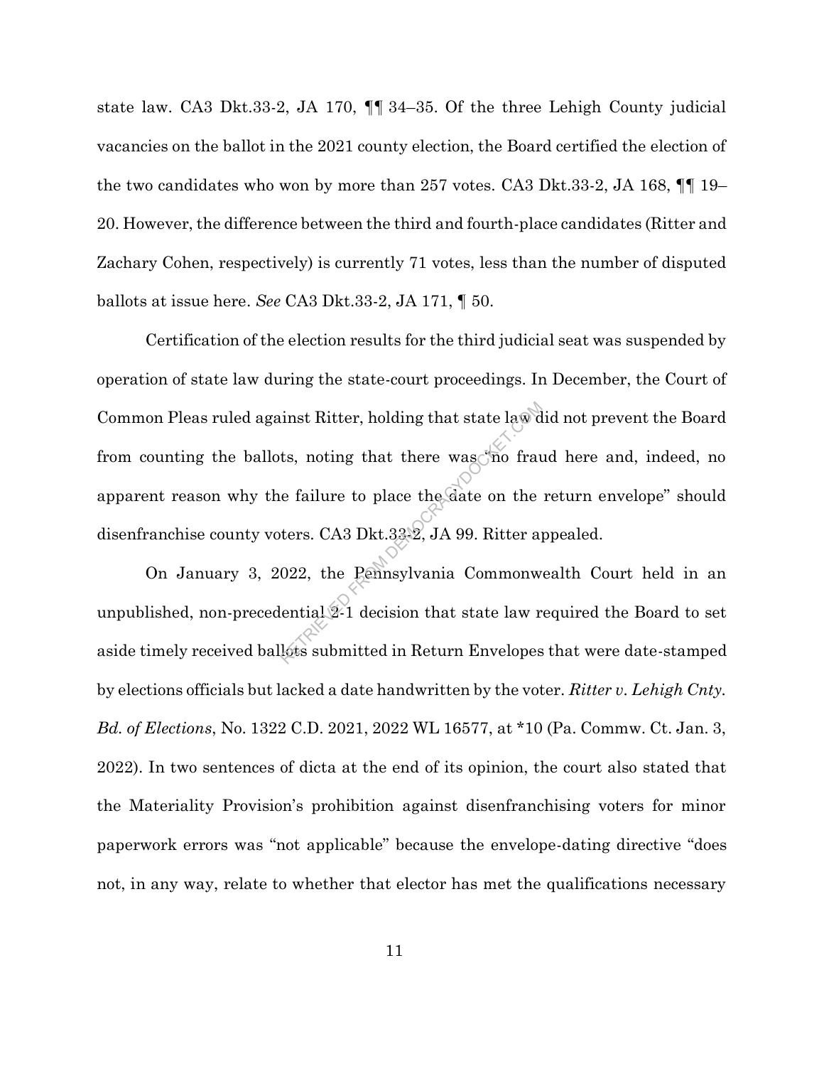state law. CA3 Dkt.33-2, JA 170, ¶¶ 34–35. Of the three Lehigh County judicial vacancies on the ballot in the 2021 county election, the Board certified the election of the two candidates who won by more than 257 votes. CA3 Dkt.33-2, JA 168, ¶¶ 19–20. However, the difference between the third and fourth-place candidates (Ritter and Zachary Cohen, respectively) is currently 71 votes, less than the number of disputed ballots at issue here. *See* CA3 Dkt.33-2, JA 171, ¶ 50.

Certification of the election results for the third judicial seat was suspended by operation of state law during the state-court proceedings. In December, the Court of Common Pleas ruled against Ritter, holding that state law did not prevent the Board from counting the ballots, noting that there was "no fraud here and, indeed, no apparent reason why the failure to place the date on the return envelope" should disenfranchise county voters. CA3 Dkt.33-2, JA 99. Ritter appealed.

On January 3, 2022, the Pennsylvania Commonwealth Court held in an unpublished, non-precedential 2-1 decision that state law required the Board to set aside timely received ballots submitted in Return Envelopes that were date-stamped by elections officials but lacked a date handwritten by the voter. *Ritter v. Lehigh Cnty. Bd. of Elections*, No. 1322 C.D. 2021, 2022 WL 16577, at *10 (Pa. Commw. Ct. Jan. 3, 2022). In two sentences of dicta at the end of its opinion, the court also stated that the Materiality Provision's prohibition against disenfranchising voters for minor paperwork errors was "not applicable" because the envelope-dating directive "does not, in any way, relate to whether that elector has met the qualifications necessary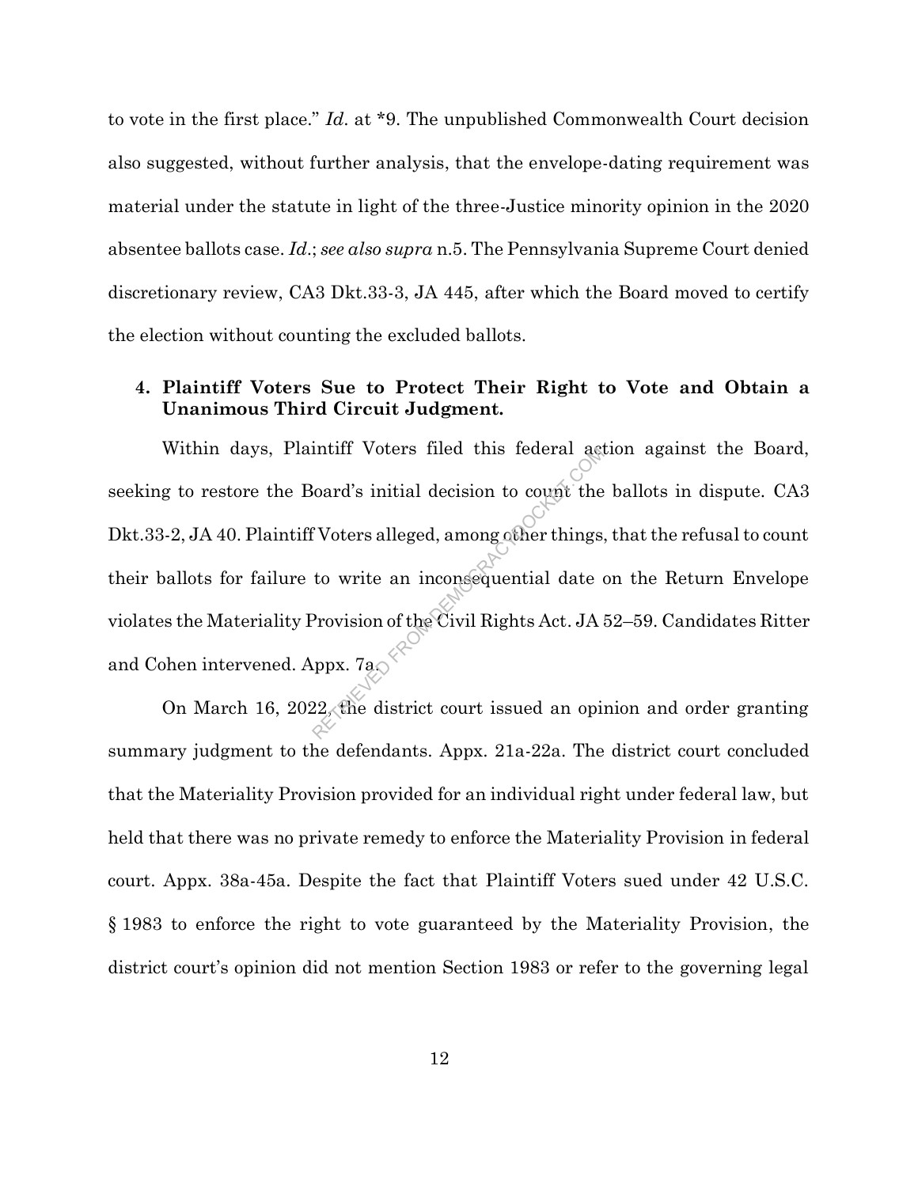to vote in the first place." *Id.* at *9. The unpublished Commonwealth Court decision also suggested, without further analysis, that the envelope-dating requirement was material under the statute in light of the three-Justice minority opinion in the 2020 absentee ballots case. *Id.*; *see also supra* n.5. The Pennsylvania Supreme Court denied discretionary review, CA3 Dkt.33-3, JA 445, after which the Board moved to certify the election without counting the excluded ballots.

#### 4. Plaintiff Voters Sue to Protect Their Right to Vote and Obtain a Unanimous Third Circuit Judgment.

Within days, Plaintiff Voters filed this federal action against the Board, seeking to restore the Board's initial decision to count the ballots in dispute. CA3 Dkt.33-2, JA 40. Plaintiff Voters alleged, among other things, that the refusal to count their ballots for failure to write an inconsequential date on the Return Envelope violates the Materiality Provision of the Civil Rights Act. JA 52–59. Candidates Ritter and Cohen intervened. Appx. 7a.

On March 16, 2022, the district court issued an opinion and order granting summary judgment to the defendants. Appx. 21a-22a. The district court concluded that the Materiality Provision provided for an individual right under federal law, but held that there was no private remedy to enforce the Materiality Provision in federal court. Appx. 38a-45a. Despite the fact that Plaintiff Voters sued under 42 U.S.C. § 1983 to enforce the right to vote guaranteed by the Materiality Provision, the district court's opinion did not mention Section 1983 or refer to the governing legal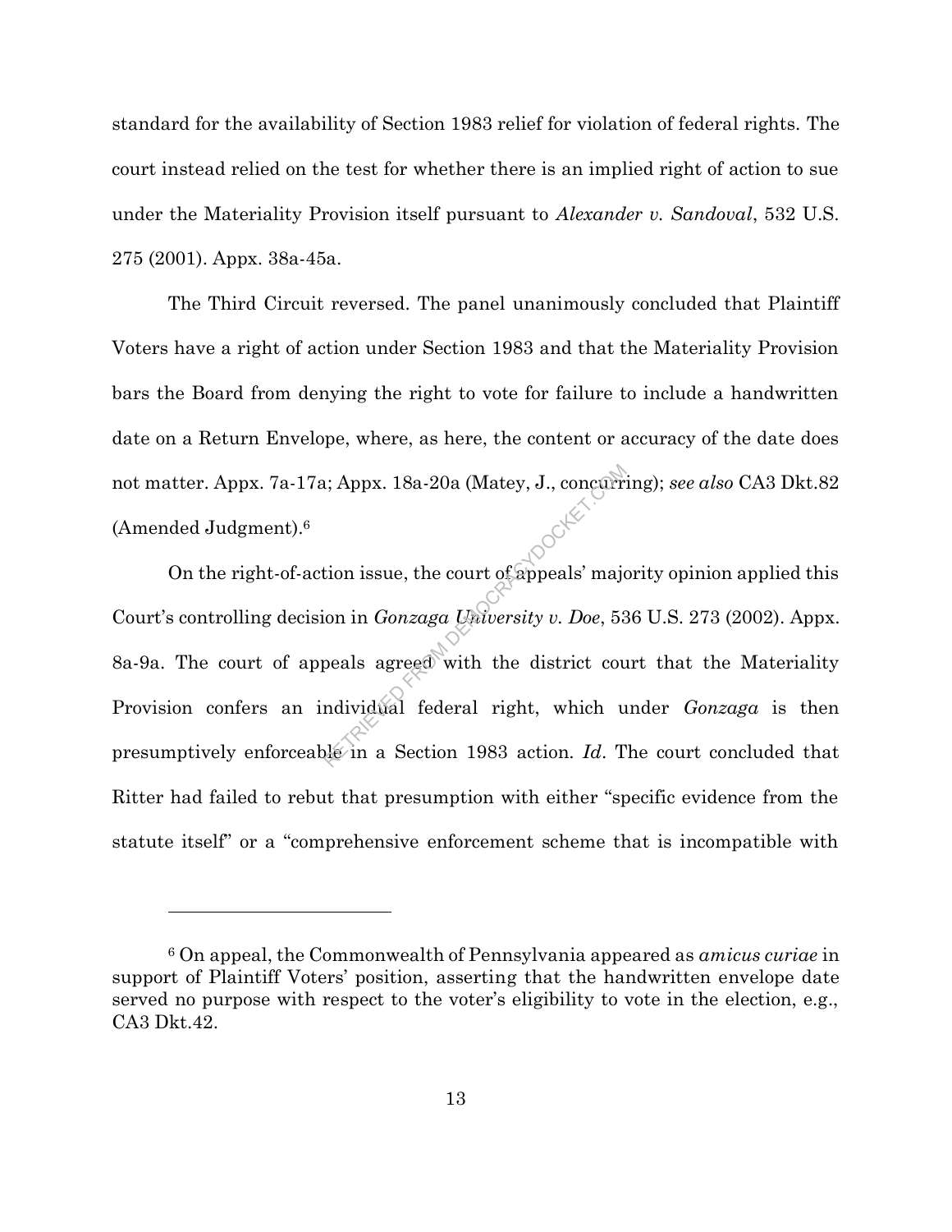standard for the availability of Section 1983 relief for violation of federal rights. The court instead relied on the test for whether there is an implied right of action to sue under the Materiality Provision itself pursuant to *Alexander v. Sandoval*, 532 U.S. 275 (2001). Appx. 38a-45a.

The Third Circuit reversed. The panel unanimously concluded that Plaintiff Voters have a right of action under Section 1983 and that the Materiality Provision bars the Board from denying the right to vote for failure to include a handwritten date on a Return Envelope, where, as here, the content or accuracy of the date does not matter. Appx. 7a-17a; Appx. 18a-20a (Matey, J., concurring); *see also* CA3 Dkt.82 (Amended Judgment).[6]

On the right-of-action issue, the court of appeals' majority opinion applied this Court's controlling decision in *Gonzaga University v. Doe*, 536 U.S. 273 (2002). Appx. 8a-9a. The court of appeals agreed with the district court that the Materiality Provision confers an individual federal right, which under *Gonzaga* is then presumptively enforceable in a Section 1983 action. *Id*. The court concluded that Ritter had failed to rebut that presumption with either "specific evidence from the statute itself" or a "comprehensive enforcement scheme that is incompatible with

[6] On appeal, the Commonwealth of Pennsylvania appeared as *amicus curiae* in support of Plaintiff Voters' position, asserting that the handwritten envelope date served no purpose with respect to the voter's eligibility to vote in the election, e.g., CA3 Dkt.42.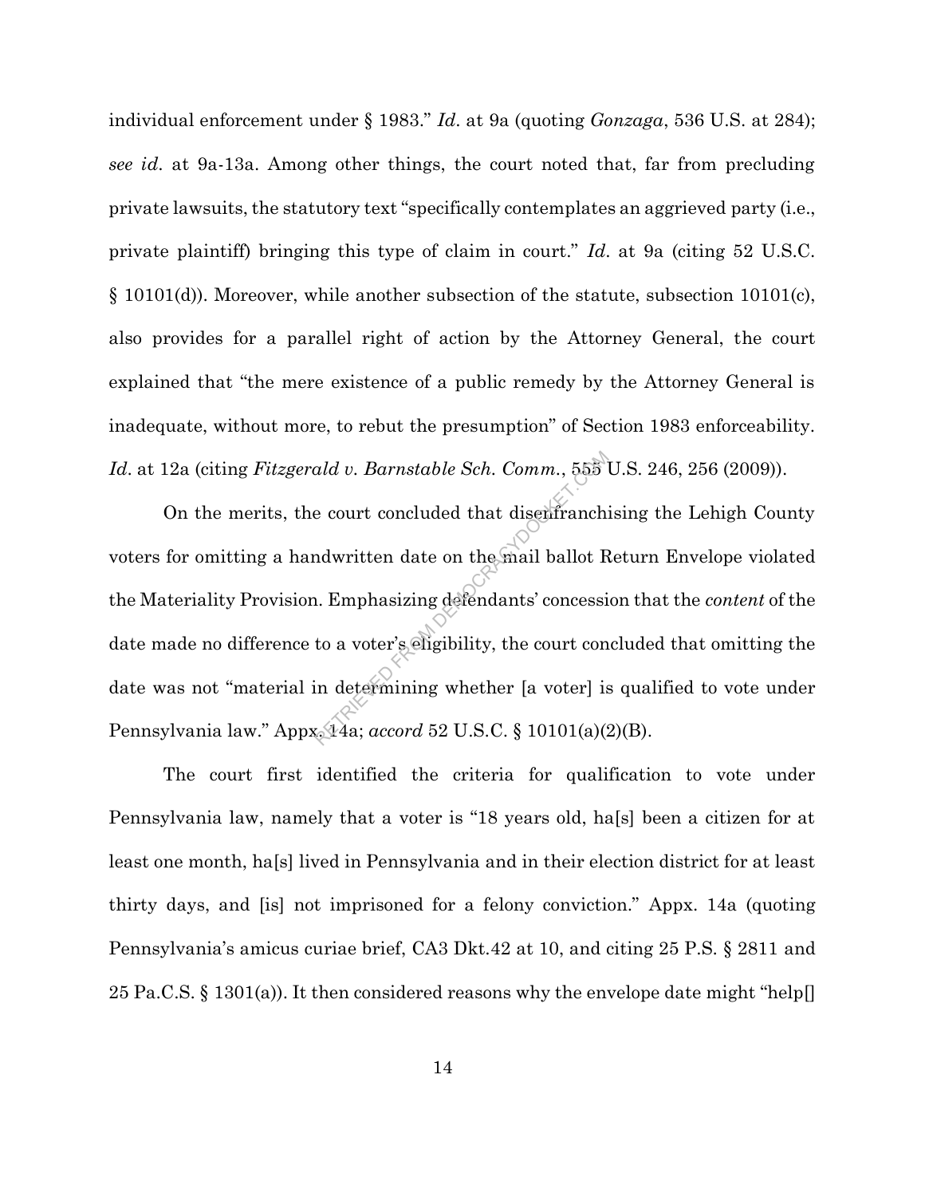individual enforcement under § 1983." *Id*. at 9a (quoting *Gonzaga*, 536 U.S. at 284); *see id*. at 9a-13a. Among other things, the court noted that, far from precluding private lawsuits, the statutory text "specifically contemplates an aggrieved party (i.e., private plaintiff) bringing this type of claim in court." *Id*. at 9a (citing 52 U.S.C. § 10101(d)). Moreover, while another subsection of the statute, subsection 10101(c), also provides for a parallel right of action by the Attorney General, the court explained that "the mere existence of a public remedy by the Attorney General is inadequate, without more, to rebut the presumption" of Section 1983 enforceability. *Id*. at 12a (citing *Fitzgerald v. Barnstable Sch. Comm.*, 555 U.S. 246, 256 (2009)).

On the merits, the court concluded that disenfranchising the Lehigh County voters for omitting a handwritten date on the mail ballot Return Envelope violated the Materiality Provision. Emphasizing defendants' concession that the *content* of the date made no difference to a voter's eligibility, the court concluded that omitting the date was not "material in determining whether [a voter] is qualified to vote under Pennsylvania law." Appx. 14a; *accord* 52 U.S.C. § 10101(a)(2)(B).

The court first identified the criteria for qualification to vote under Pennsylvania law, namely that a voter is "18 years old, ha[s] been a citizen for at least one month, ha[s] lived in Pennsylvania and in their election district for at least thirty days, and [is] not imprisoned for a felony conviction." Appx. 14a (quoting Pennsylvania's amicus curiae brief, CA3 Dkt.42 at 10, and citing 25 P.S. § 2811 and 25 Pa.C.S. § 1301(a)). It then considered reasons why the envelope date might "help[]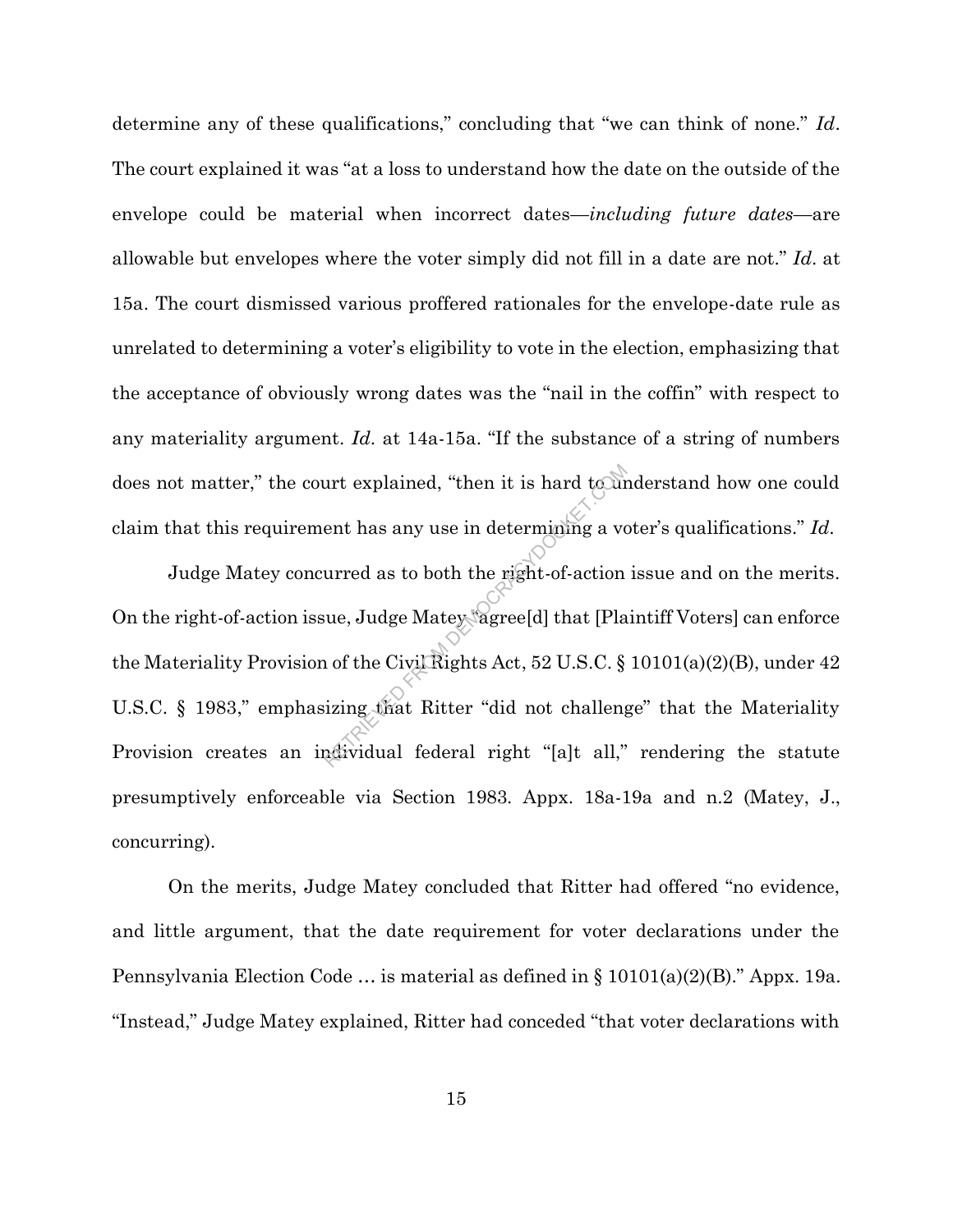determine any of these qualifications," concluding that "we can think of none." *Id*. The court explained it was "at a loss to understand how the date on the outside of the envelope could be material when incorrect dates—*including future dates*—are allowable but envelopes where the voter simply did not fill in a date are not." *Id*. at 15a. The court dismissed various proffered rationales for the envelope-date rule as unrelated to determining a voter's eligibility to vote in the election, emphasizing that the acceptance of obviously wrong dates was the "nail in the coffin" with respect to any materiality argument. *Id*. at 14a-15a. "If the substance of a string of numbers does not matter," the court explained, "then it is hard to understand how one could claim that this requirement has any use in determining a voter's qualifications." *Id*.

Judge Matey concurred as to both the right-of-action issue and on the merits. On the right-of-action issue, Judge Matey "agree[d] that [Plaintiff Voters] can enforce the Materiality Provision of the Civil Rights Act, 52 U.S.C. § 10101(a)(2)(B), under 42 U.S.C. § 1983," emphasizing that Ritter "did not challenge" that the Materiality Provision creates an individual federal right "[a]t all," rendering the statute presumptively enforceable via Section 1983. Appx. 18a-19a and n.2 (Matey, J., concurring).

On the merits, Judge Matey concluded that Ritter had offered "no evidence, and little argument, that the date requirement for voter declarations under the Pennsylvania Election Code … is material as defined in § 10101(a)(2)(B)." Appx. 19a. "Instead," Judge Matey explained, Ritter had conceded "that voter declarations with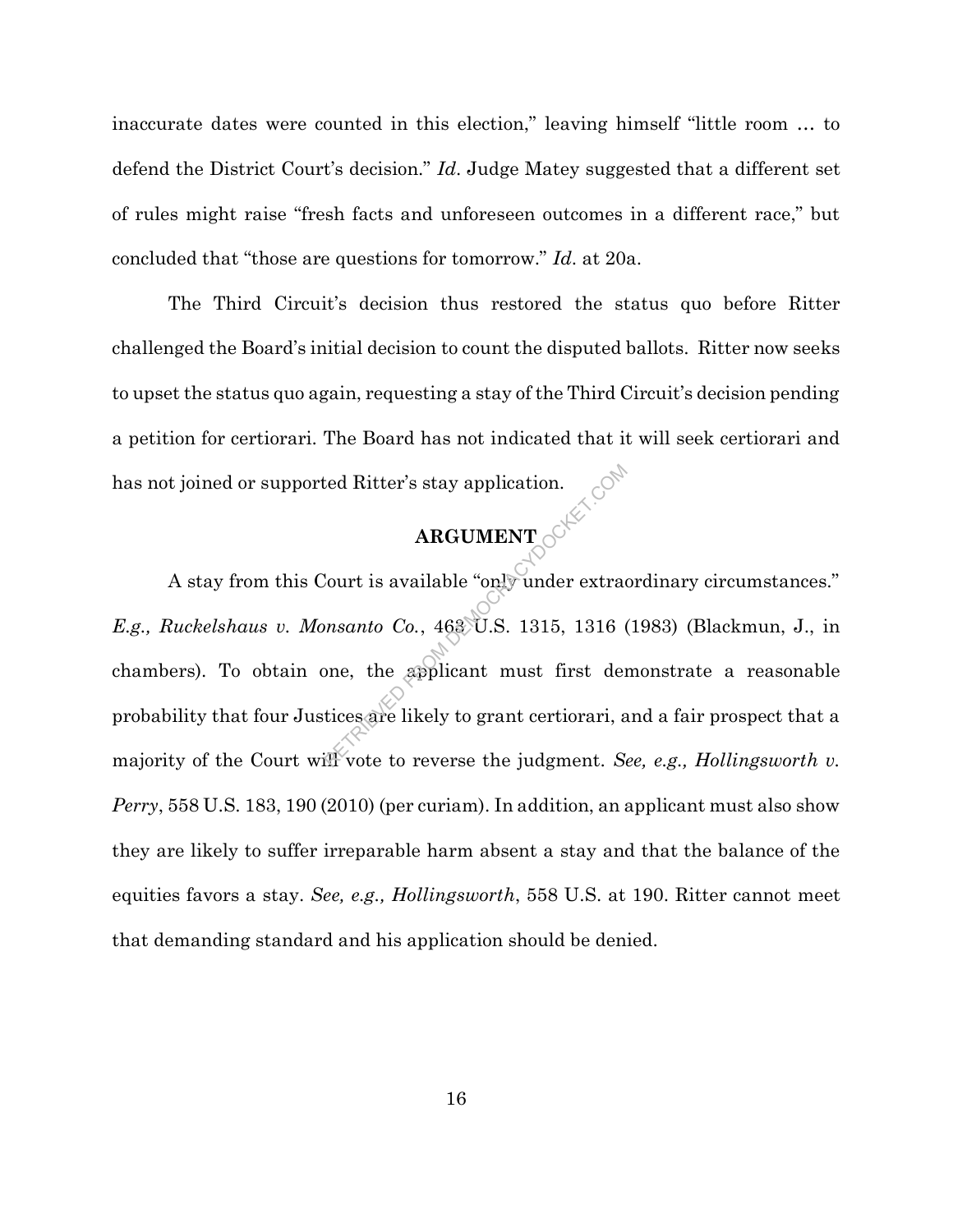inaccurate dates were counted in this election," leaving himself "little room … to defend the District Court's decision." *Id*. Judge Matey suggested that a different set of rules might raise "fresh facts and unforeseen outcomes in a different race," but concluded that "those are questions for tomorrow." *Id*. at 20a.

The Third Circuit's decision thus restored the status quo before Ritter challenged the Board's initial decision to count the disputed ballots. Ritter now seeks to upset the status quo again, requesting a stay of the Third Circuit's decision pending a petition for certiorari. The Board has not indicated that it will seek certiorari and has not joined or supported Ritter's stay application.

## ARGUMENT

A stay from this Court is available "only under extraordinary circumstances." *E.g., Ruckelshaus v. Monsanto Co.*, 463 U.S. 1315, 1316 (1983) (Blackmun, J., in chambers). To obtain one, the applicant must first demonstrate a reasonable probability that four Justices are likely to grant certiorari, and a fair prospect that a majority of the Court will vote to reverse the judgment. *See, e.g., Hollingsworth v. Perry*, 558 U.S. 183, 190 (2010) (per curiam). In addition, an applicant must also show they are likely to suffer irreparable harm absent a stay and that the balance of the equities favors a stay. *See, e.g., Hollingsworth*, 558 U.S. at 190. Ritter cannot meet that demanding standard and his application should be denied.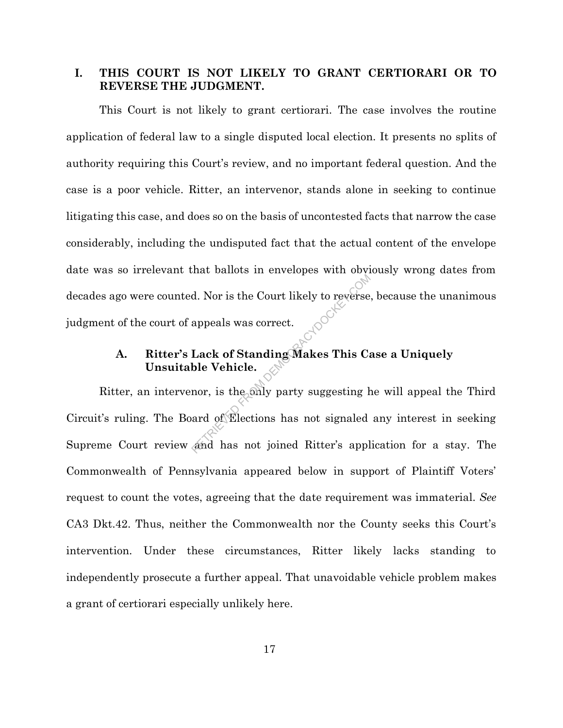## I. THIS COURT IS NOT LIKELY TO GRANT CERTIORARI OR TO REVERSE THE JUDGMENT.

This Court is not likely to grant certiorari. The case involves the routine application of federal law to a single disputed local election. It presents no splits of authority requiring this Court's review, and no important federal question. And the case is a poor vehicle. Ritter, an intervenor, stands alone in seeking to continue litigating this case, and does so on the basis of uncontested facts that narrow the case considerably, including the undisputed fact that the actual content of the envelope date was so irrelevant that ballots in envelopes with obviously wrong dates from decades ago were counted. Nor is the Court likely to reverse, because the unanimous judgment of the court of appeals was correct.

### A. Ritter's Lack of Standing Makes This Case a Uniquely Unsuitable Vehicle.

Ritter, an intervenor, is the only party suggesting he will appeal the Third Circuit's ruling. The Board of Elections has not signaled any interest in seeking Supreme Court review and has not joined Ritter's application for a stay. The Commonwealth of Pennsylvania appeared below in support of Plaintiff Voters' request to count the votes, agreeing that the date requirement was immaterial. *See* CA3 Dkt.42. Thus, neither the Commonwealth nor the County seeks this Court's intervention. Under these circumstances, Ritter likely lacks standing to independently prosecute a further appeal. That unavoidable vehicle problem makes a grant of certiorari especially unlikely here.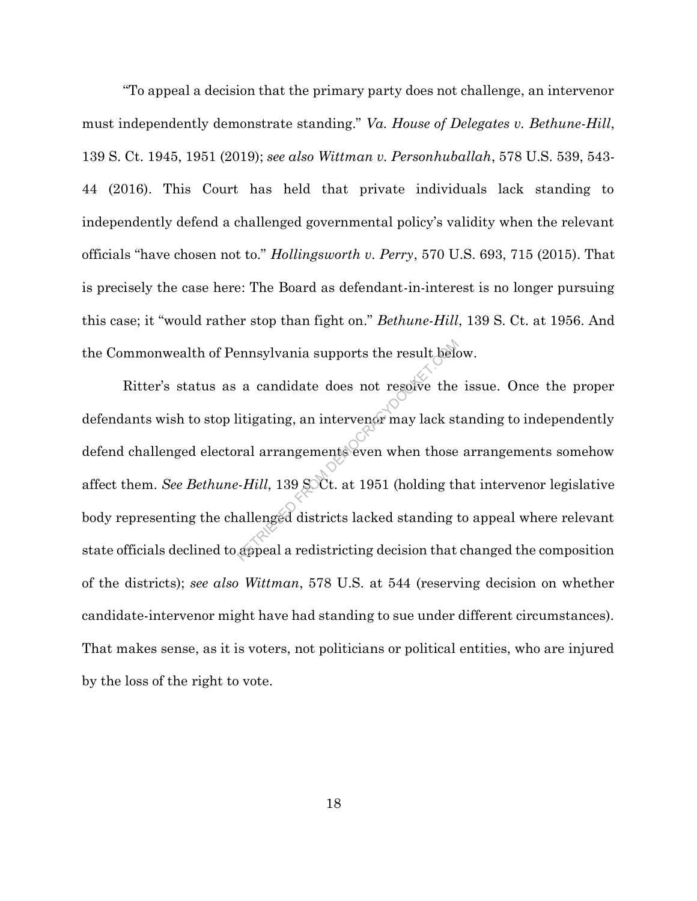"To appeal a decision that the primary party does not challenge, an intervenor must independently demonstrate standing." *Va. House of Delegates v. Bethune-Hill*, 139 S. Ct. 1945, 1951 (2019); *see also Wittman v. Personhuballah*, 578 U.S. 539, 543-44 (2016). This Court has held that private individuals lack standing to independently defend a challenged governmental policy's validity when the relevant officials "have chosen not to." *Hollingsworth v. Perry*, 570 U.S. 693, 715 (2015). That is precisely the case here: The Board as defendant-in-interest is no longer pursuing this case; it "would rather stop than fight on." *Bethune-Hill*, 139 S. Ct. at 1956. And the Commonwealth of Pennsylvania supports the result below.

Ritter's status as a candidate does not resolve the issue. Once the proper defendants wish to stop litigating, an intervenor may lack standing to independently defend challenged electoral arrangements even when those arrangements somehow affect them. *See Bethune-Hill*, 139 S. Ct. at 1951 (holding that intervenor legislative body representing the challenged districts lacked standing to appeal where relevant state officials declined to appeal a redistricting decision that changed the composition of the districts); *see also Wittman*, 578 U.S. at 544 (reserving decision on whether candidate-intervenor might have had standing to sue under different circumstances). That makes sense, as it is voters, not politicians or political entities, who are injured by the loss of the right to vote.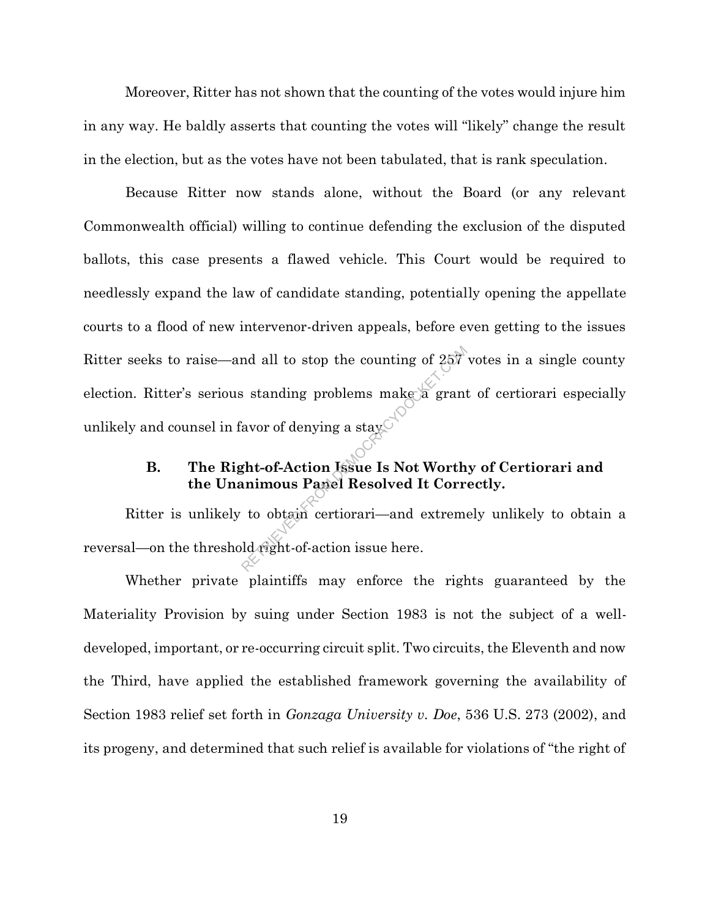Moreover, Ritter has not shown that the counting of the votes would injure him in any way. He baldly asserts that counting the votes will "likely" change the result in the election, but as the votes have not been tabulated, that is rank speculation.

Because Ritter now stands alone, without the Board (or any relevant Commonwealth official) willing to continue defending the exclusion of the disputed ballots, this case presents a flawed vehicle. This Court would be required to needlessly expand the law of candidate standing, potentially opening the appellate courts to a flood of new intervenor-driven appeals, before even getting to the issues Ritter seeks to raise—and all to stop the counting of 257 votes in a single county election. Ritter's serious standing problems make a grant of certiorari especially unlikely and counsel in favor of denying a stay.

### B. The Right-of-Action Issue Is Not Worthy of Certiorari and the Unanimous Panel Resolved It Correctly.

Ritter is unlikely to obtain certiorari—and extremely unlikely to obtain a reversal—on the threshold right-of-action issue here.

Whether private plaintiffs may enforce the rights guaranteed by the Materiality Provision by suing under Section 1983 is not the subject of a well-developed, important, or re-occurring circuit split. Two circuits, the Eleventh and now the Third, have applied the established framework governing the availability of Section 1983 relief set forth in *Gonzaga University v. Doe*, 536 U.S. 273 (2002), and its progeny, and determined that such relief is available for violations of "the right of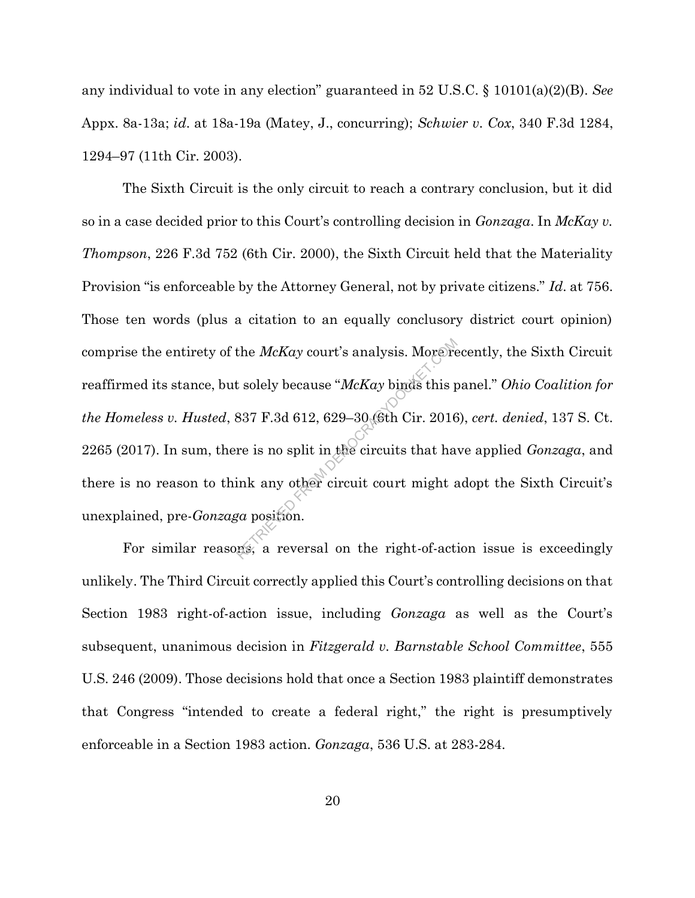any individual to vote in any election" guaranteed in 52 U.S.C. § 10101(a)(2)(B). *See* Appx. 8a-13a; *id*. at 18a-19a (Matey, J., concurring); *Schwier v. Cox*, 340 F.3d 1284, 1294–97 (11th Cir. 2003).

The Sixth Circuit is the only circuit to reach a contrary conclusion, but it did so in a case decided prior to this Court's controlling decision in *Gonzaga*. In *McKay v. Thompson*, 226 F.3d 752 (6th Cir. 2000), the Sixth Circuit held that the Materiality Provision "is enforceable by the Attorney General, not by private citizens." *Id*. at 756. Those ten words (plus a citation to an equally conclusory district court opinion) comprise the entirety of the *McKay* court's analysis. More recently, the Sixth Circuit reaffirmed its stance, but solely because "*McKay* binds this panel." *Ohio Coalition for the Homeless v. Husted*, 837 F.3d 612, 629–30 (6th Cir. 2016), *cert. denied*, 137 S. Ct. 2265 (2017). In sum, there is no split in the circuits that have applied *Gonzaga*, and there is no reason to think any other circuit court might adopt the Sixth Circuit's unexplained, pre-*Gonzaga* position.

For similar reasons, a reversal on the right-of-action issue is exceedingly unlikely. The Third Circuit correctly applied this Court's controlling decisions on that Section 1983 right-of-action issue, including *Gonzaga* as well as the Court's subsequent, unanimous decision in *Fitzgerald v. Barnstable School Committee*, 555 U.S. 246 (2009). Those decisions hold that once a Section 1983 plaintiff demonstrates that Congress "intended to create a federal right," the right is presumptively enforceable in a Section 1983 action. *Gonzaga*, 536 U.S. at 283-284.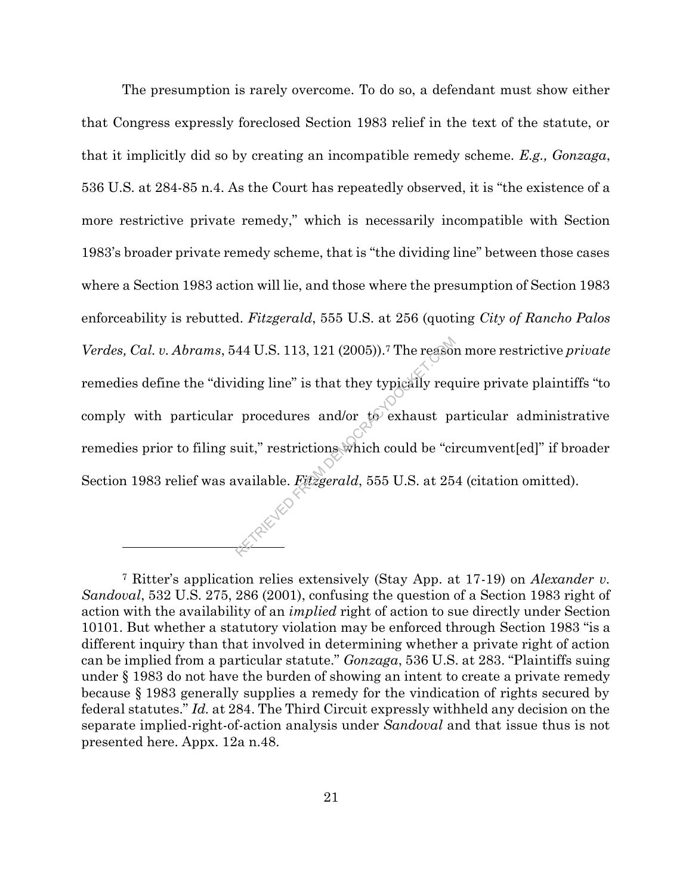The presumption is rarely overcome. To do so, a defendant must show either that Congress expressly foreclosed Section 1983 relief in the text of the statute, or that it implicitly did so by creating an incompatible remedy scheme. *E.g., Gonzaga*, 536 U.S. at 284-85 n.4. As the Court has repeatedly observed, it is "the existence of a more restrictive private remedy," which is necessarily incompatible with Section 1983's broader private remedy scheme, that is "the dividing line" between those cases where a Section 1983 action will lie, and those where the presumption of Section 1983 enforceability is rebutted. *Fitzgerald*, 555 U.S. at 256 (quoting *City of Rancho Palos Verdes, Cal. v. Abrams*, 544 U.S. 113, 121 (2005)).[7] The reason more restrictive *private* remedies define the "dividing line" is that they typically require private plaintiffs "to comply with particular procedures and/or to exhaust particular administrative remedies prior to filing suit," restrictions which could be "circumvent[ed]" if broader Section 1983 relief was available. *Fitzgerald*, 555 U.S. at 254 (citation omitted).

---

[7] Ritter's application relies extensively (Stay App. at 17-19) on *Alexander v. Sandoval*, 532 U.S. 275, 286 (2001), confusing the question of a Section 1983 right of action with the availability of an *implied* right of action to sue directly under Section 10101. But whether a statutory violation may be enforced through Section 1983 "is a different inquiry than that involved in determining whether a private right of action can be implied from a particular statute." *Gonzaga*, 536 U.S. at 283. "Plaintiffs suing under § 1983 do not have the burden of showing an intent to create a private remedy because § 1983 generally supplies a remedy for the vindication of rights secured by federal statutes." *Id.* at 284. The Third Circuit expressly withheld any decision on the separate implied-right-of-action analysis under *Sandoval* and that issue thus is not presented here. Appx. 12a n.48.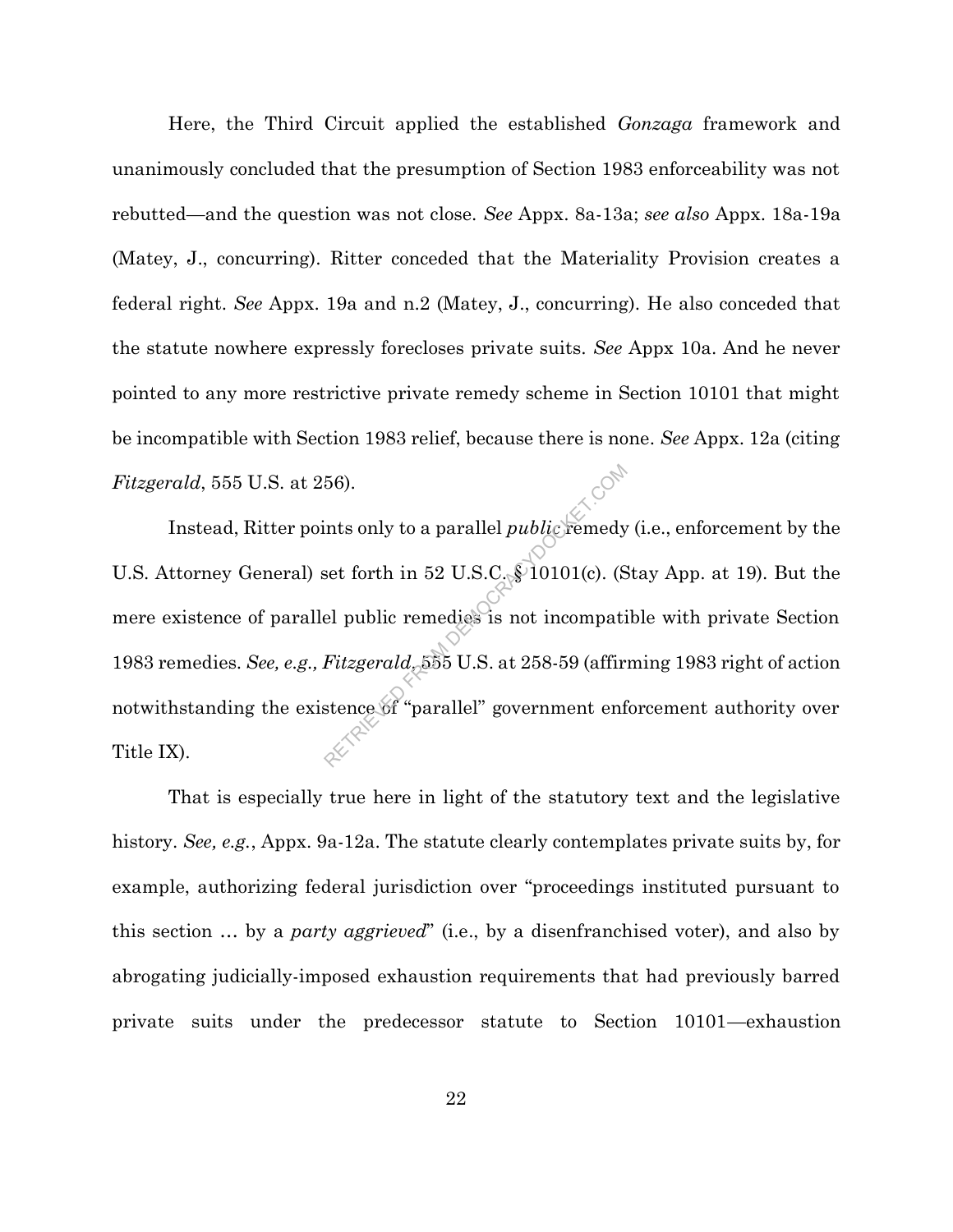Here, the Third Circuit applied the established *Gonzaga* framework and unanimously concluded that the presumption of Section 1983 enforceability was not rebutted—and the question was not close. *See* Appx. 8a-13a; *see also* Appx. 18a-19a (Matey, J., concurring). Ritter conceded that the Materiality Provision creates a federal right. *See* Appx. 19a and n.2 (Matey, J., concurring). He also conceded that the statute nowhere expressly forecloses private suits. *See* Appx 10a. And he never pointed to any more restrictive private remedy scheme in Section 10101 that might be incompatible with Section 1983 relief, because there is none. *See* Appx. 12a (citing *Fitzgerald*, 555 U.S. at 256).

Instead, Ritter points only to a parallel *public* remedy (i.e., enforcement by the U.S. Attorney General) set forth in 52 U.S.C. § 10101(c). (Stay App. at 19). But the mere existence of parallel public remedies is not incompatible with private Section 1983 remedies. *See, e.g., Fitzgerald*, 555 U.S. at 258-59 (affirming 1983 right of action notwithstanding the existence of "parallel" government enforcement authority over Title IX).

That is especially true here in light of the statutory text and the legislative history. *See, e.g.*, Appx. 9a-12a. The statute clearly contemplates private suits by, for example, authorizing federal jurisdiction over "proceedings instituted pursuant to this section … by a *party aggrieved*" (i.e., by a disenfranchised voter), and also by abrogating judicially-imposed exhaustion requirements that had previously barred private suits under the predecessor statute to Section 10101—exhaustion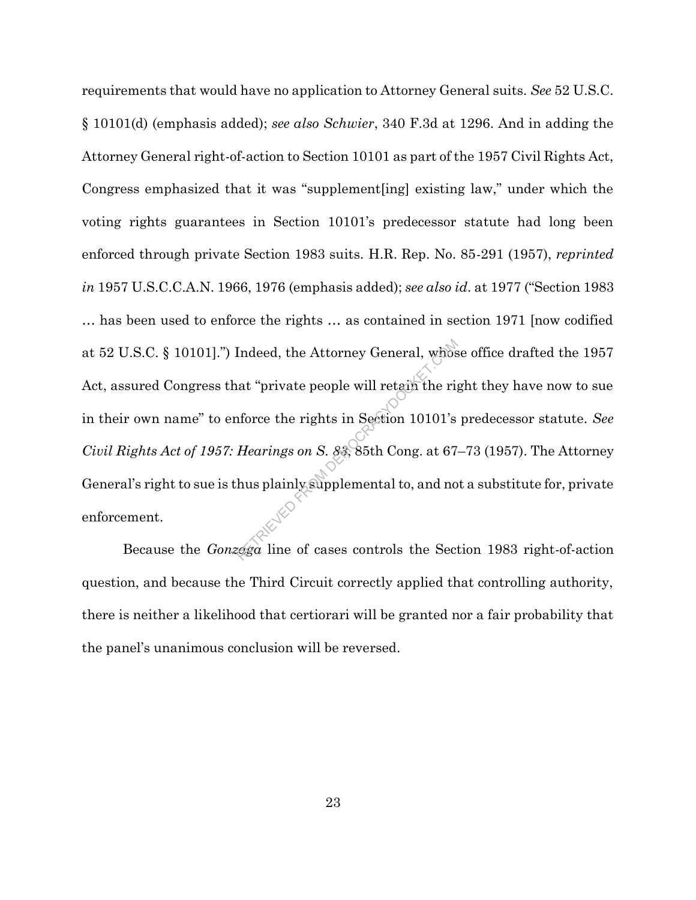requirements that would have no application to Attorney General suits. *See* 52 U.S.C. § 10101(d) (emphasis added); *see also Schwier*, 340 F.3d at 1296. And in adding the Attorney General right-of-action to Section 10101 as part of the 1957 Civil Rights Act, Congress emphasized that it was "supplement[ing] existing law," under which the voting rights guarantees in Section 10101's predecessor statute had long been enforced through private Section 1983 suits. H.R. Rep. No. 85-291 (1957), *reprinted in* 1957 U.S.C.C.A.N. 1966, 1976 (emphasis added); *see also id*. at 1977 ("Section 1983 … has been used to enforce the rights … as contained in section 1971 [now codified at 52 U.S.C. § 10101].") Indeed, the Attorney General, whose office drafted the 1957 Act, assured Congress that "private people will retain the right they have now to sue in their own name" to enforce the rights in Section 10101's predecessor statute. *See Civil Rights Act of 1957: Hearings on S. 83*, 85th Cong. at 67–73 (1957). The Attorney General's right to sue is thus plainly supplemental to, and not a substitute for, private enforcement.

Because the *Gonzaga* line of cases controls the Section 1983 right-of-action question, and because the Third Circuit correctly applied that controlling authority, there is neither a likelihood that certiorari will be granted nor a fair probability that the panel's unanimous conclusion will be reversed.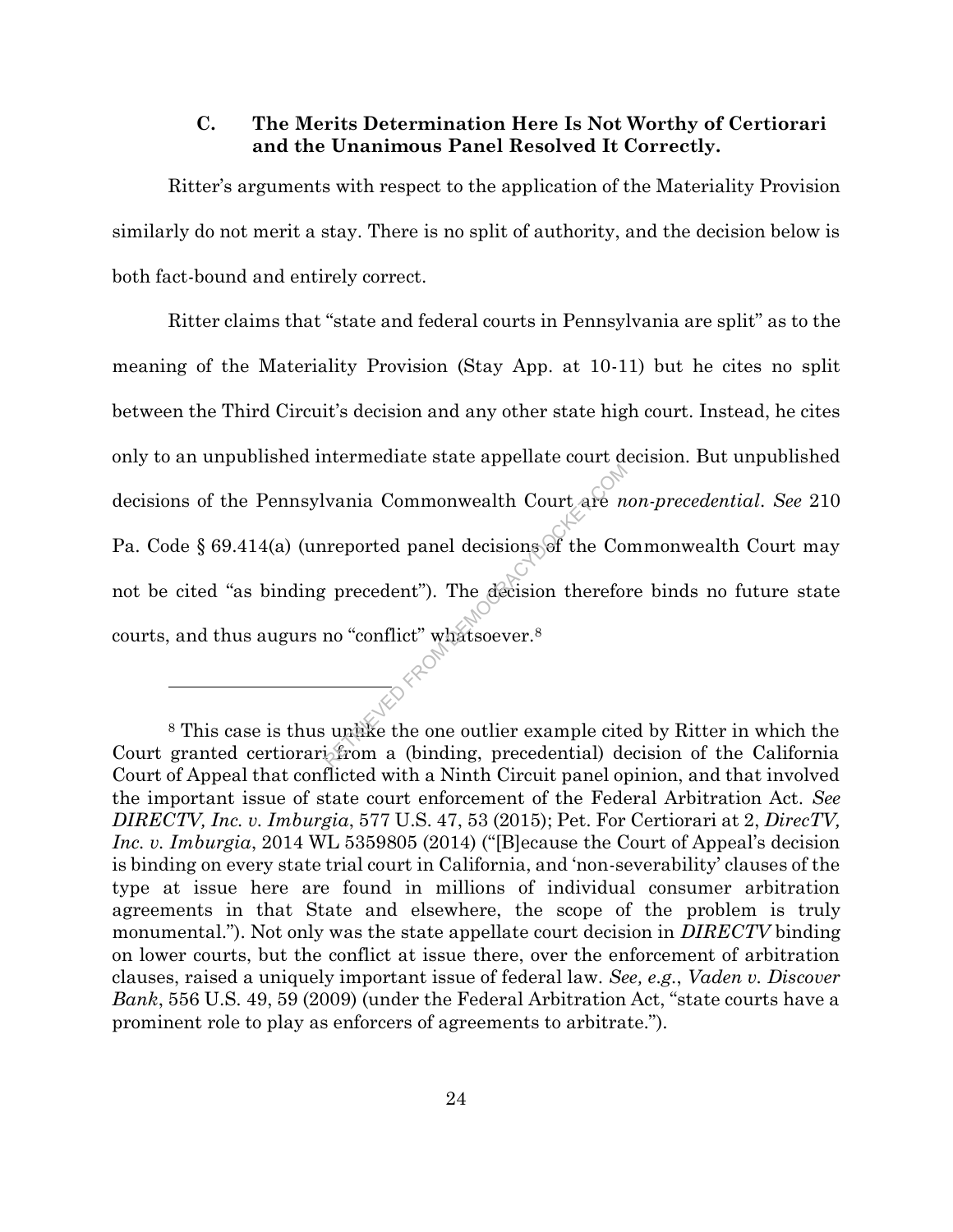### C. The Merits Determination Here Is Not Worthy of Certiorari and the Unanimous Panel Resolved It Correctly.

Ritter's arguments with respect to the application of the Materiality Provision similarly do not merit a stay. There is no split of authority, and the decision below is both fact-bound and entirely correct.

Ritter claims that "state and federal courts in Pennsylvania are split" as to the meaning of the Materiality Provision (Stay App. at 10-11) but he cites no split between the Third Circuit's decision and any other state high court. Instead, he cites only to an unpublished intermediate state appellate court decision. But unpublished decisions of the Pennsylvania Commonwealth Court are *non-precedential*. *See* 210 Pa. Code § 69.414(a) (unreported panel decisions of the Commonwealth Court may not be cited "as binding precedent"). The decision therefore binds no future state courts, and thus augurs no "conflict" whatsoever.[8]

---

[8] This case is thus unlike the one outlier example cited by Ritter in which the Court granted certiorari from a (binding, precedential) decision of the California Court of Appeal that conflicted with a Ninth Circuit panel opinion, and that involved the important issue of state court enforcement of the Federal Arbitration Act. *See DIRECTV, Inc. v. Imburgia*, 577 U.S. 47, 53 (2015); Pet. For Certiorari at 2, *DirecTV, Inc. v. Imburgia*, 2014 WL 5359805 (2014) ("[B]ecause the Court of Appeal's decision is binding on every state trial court in California, and 'non-severability' clauses of the type at issue here are found in millions of individual consumer arbitration agreements in that State and elsewhere, the scope of the problem is truly monumental."). Not only was the state appellate court decision in *DIRECTV* binding on lower courts, but the conflict at issue there, over the enforcement of arbitration clauses, raised a uniquely important issue of federal law. *See, e.g.*, *Vaden v. Discover Bank*, 556 U.S. 49, 59 (2009) (under the Federal Arbitration Act, "state courts have a prominent role to play as enforcers of agreements to arbitrate.").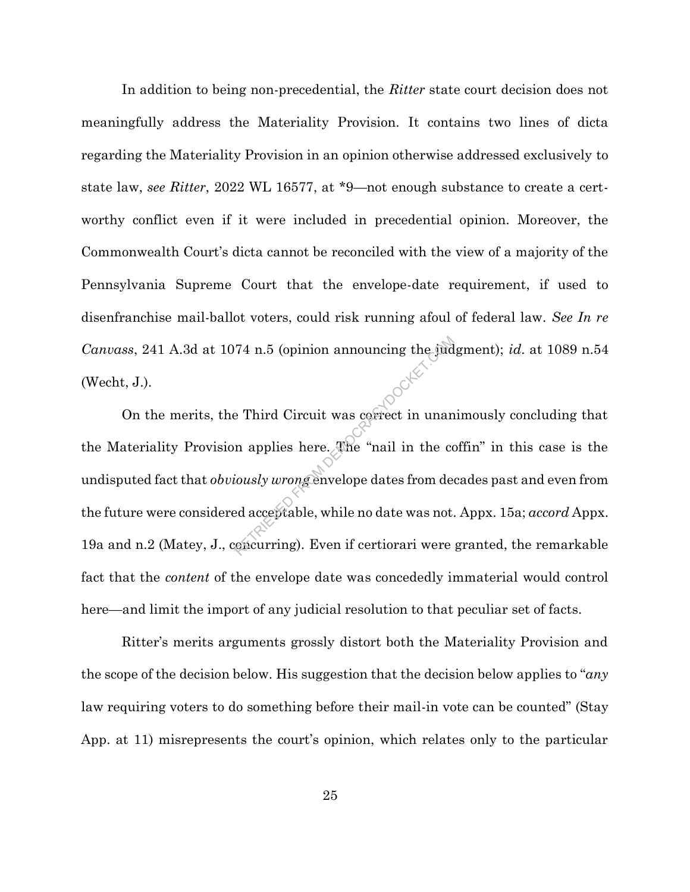In addition to being non-precedential, the *Ritter* state court decision does not meaningfully address the Materiality Provision. It contains two lines of dicta regarding the Materiality Provision in an opinion otherwise addressed exclusively to state law, *see Ritter*, 2022 WL 16577, at *9—not enough substance to create a cert-worthy conflict even if it were included in precedential opinion. Moreover, the Commonwealth Court's dicta cannot be reconciled with the view of a majority of the Pennsylvania Supreme Court that the envelope-date requirement, if used to disenfranchise mail-ballot voters, could risk running afoul of federal law. *See In re Canvass*, 241 A.3d at 1074 n.5 (opinion announcing the judgment); *id*. at 1089 n.54 (Wecht, J.).

On the merits, the Third Circuit was correct in unanimously concluding that the Materiality Provision applies here. The "nail in the coffin" in this case is the undisputed fact that *obviously wrong* envelope dates from decades past and even from the future were considered acceptable, while no date was not. Appx. 15a; *accord* Appx. 19a and n.2 (Matey, J., concurring). Even if certiorari were granted, the remarkable fact that the *content* of the envelope date was concededly immaterial would control here—and limit the import of any judicial resolution to that peculiar set of facts.

Ritter's merits arguments grossly distort both the Materiality Provision and the scope of the decision below. His suggestion that the decision below applies to "*any* law requiring voters to do something before their mail-in vote can be counted" (Stay App. at 11) misrepresents the court's opinion, which relates only to the particular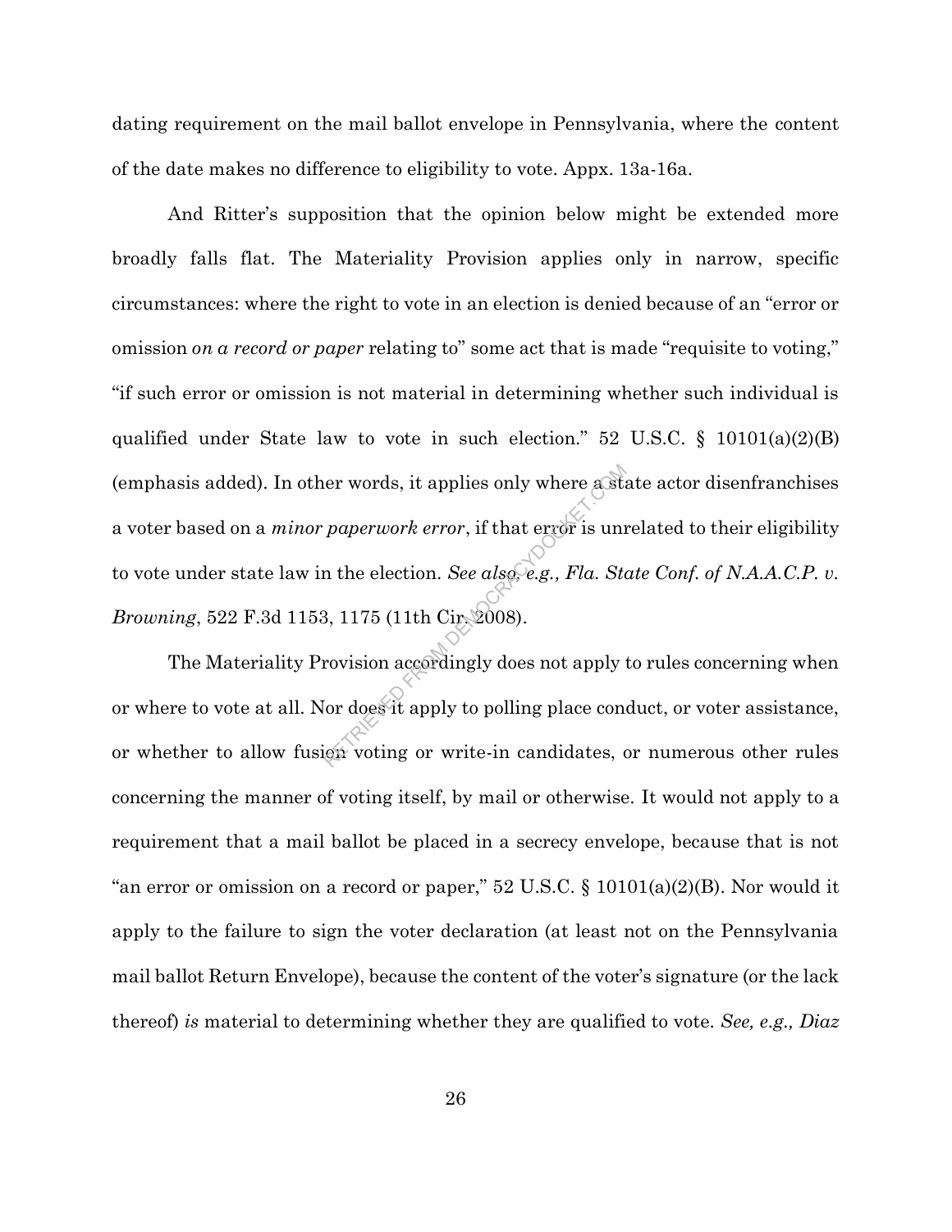dating requirement on the mail ballot envelope in Pennsylvania, where the content of the date makes no difference to eligibility to vote. Appx. 13a-16a.

And Ritter's supposition that the opinion below might be extended more broadly falls flat. The Materiality Provision applies only in narrow, specific circumstances: where the right to vote in an election is denied because of an "error or omission *on a record or paper* relating to" some act that is made "requisite to voting," "if such error or omission is not material in determining whether such individual is qualified under State law to vote in such election." 52 U.S.C. § 10101(a)(2)(B) (emphasis added). In other words, it applies only where a state actor disenfranchises a voter based on a *minor paperwork error*, if that error is unrelated to their eligibility to vote under state law in the election. *See also, e.g., Fla. State Conf. of N.A.A.C.P. v. Browning*, 522 F.3d 1153, 1175 (11th Cir. 2008).

The Materiality Provision accordingly does not apply to rules concerning when or where to vote at all. Nor does it apply to polling place conduct, or voter assistance, or whether to allow fusion voting or write-in candidates, or numerous other rules concerning the manner of voting itself, by mail or otherwise. It would not apply to a requirement that a mail ballot be placed in a secrecy envelope, because that is not "an error or omission on a record or paper," 52 U.S.C. § 10101(a)(2)(B). Nor would it apply to the failure to sign the voter declaration (at least not on the Pennsylvania mail ballot Return Envelope), because the content of the voter's signature (or the lack thereof) *is* material to determining whether they are qualified to vote. *See, e.g., Diaz*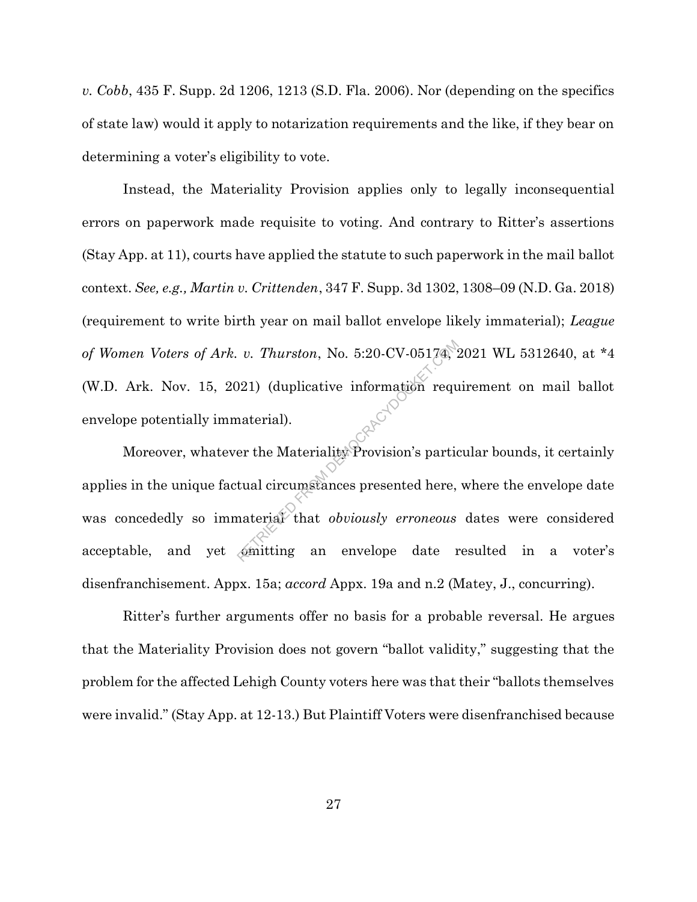*v. Cobb*, 435 F. Supp. 2d 1206, 1213 (S.D. Fla. 2006). Nor (depending on the specifics of state law) would it apply to notarization requirements and the like, if they bear on determining a voter's eligibility to vote.

Instead, the Materiality Provision applies only to legally inconsequential errors on paperwork made requisite to voting. And contrary to Ritter's assertions (Stay App. at 11), courts have applied the statute to such paperwork in the mail ballot context. *See, e.g., Martin v. Crittenden*, 347 F. Supp. 3d 1302, 1308–09 (N.D. Ga. 2018) (requirement to write birth year on mail ballot envelope likely immaterial); *League of Women Voters of Ark. v. Thurston*, No. 5:20-CV-05174, 2021 WL 5312640, at *4 (W.D. Ark. Nov. 15, 2021) (duplicative information requirement on mail ballot envelope potentially immaterial).

Moreover, whatever the Materiality Provision's particular bounds, it certainly applies in the unique factual circumstances presented here, where the envelope date was concededly so immaterial that *obviously erroneous* dates were considered acceptable, and yet omitting an envelope date resulted in a voter's disenfranchisement. Appx. 15a; *accord* Appx. 19a and n.2 (Matey, J., concurring).

Ritter's further arguments offer no basis for a probable reversal. He argues that the Materiality Provision does not govern "ballot validity," suggesting that the problem for the affected Lehigh County voters here was that their "ballots themselves were invalid." (Stay App. at 12-13.) But Plaintiff Voters were disenfranchised because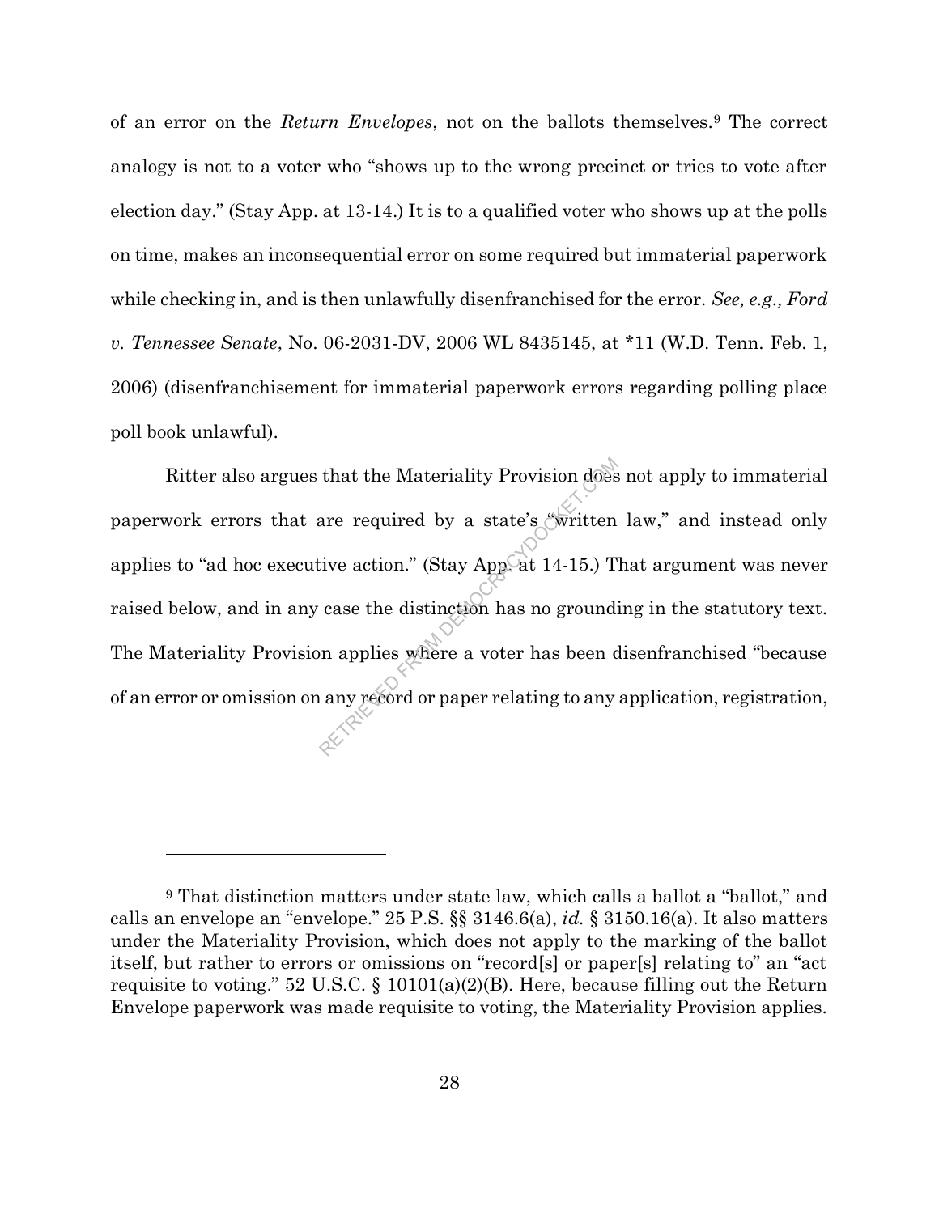of an error on the *Return Envelopes*, not on the ballots themselves.[9] The correct analogy is not to a voter who "shows up to the wrong precinct or tries to vote after election day." (Stay App. at 13-14.) It is to a qualified voter who shows up at the polls on time, makes an inconsequential error on some required but immaterial paperwork while checking in, and is then unlawfully disenfranchised for the error. *See, e.g., Ford v. Tennessee Senate*, No. 06-2031-DV, 2006 WL 8435145, at *11 (W.D. Tenn. Feb. 1, 2006) (disenfranchisement for immaterial paperwork errors regarding polling place poll book unlawful).

Ritter also argues that the Materiality Provision does not apply to immaterial paperwork errors that are required by a state's "written law," and instead only applies to "ad hoc executive action." (Stay App. at 14-15.) That argument was never raised below, and in any case the distinction has no grounding in the statutory text. The Materiality Provision applies where a voter has been disenfranchised "because of an error or omission on any record or paper relating to any application, registration,

[9] That distinction matters under state law, which calls a ballot a "ballot," and calls an envelope an "envelope." 25 P.S. §§ 3146.6(a), *id.* § 3150.16(a). It also matters under the Materiality Provision, which does not apply to the marking of the ballot itself, but rather to errors or omissions on "record[s] or paper[s] relating to" an "act requisite to voting." 52 U.S.C. § 10101(a)(2)(B). Here, because filling out the Return Envelope paperwork was made requisite to voting, the Materiality Provision applies.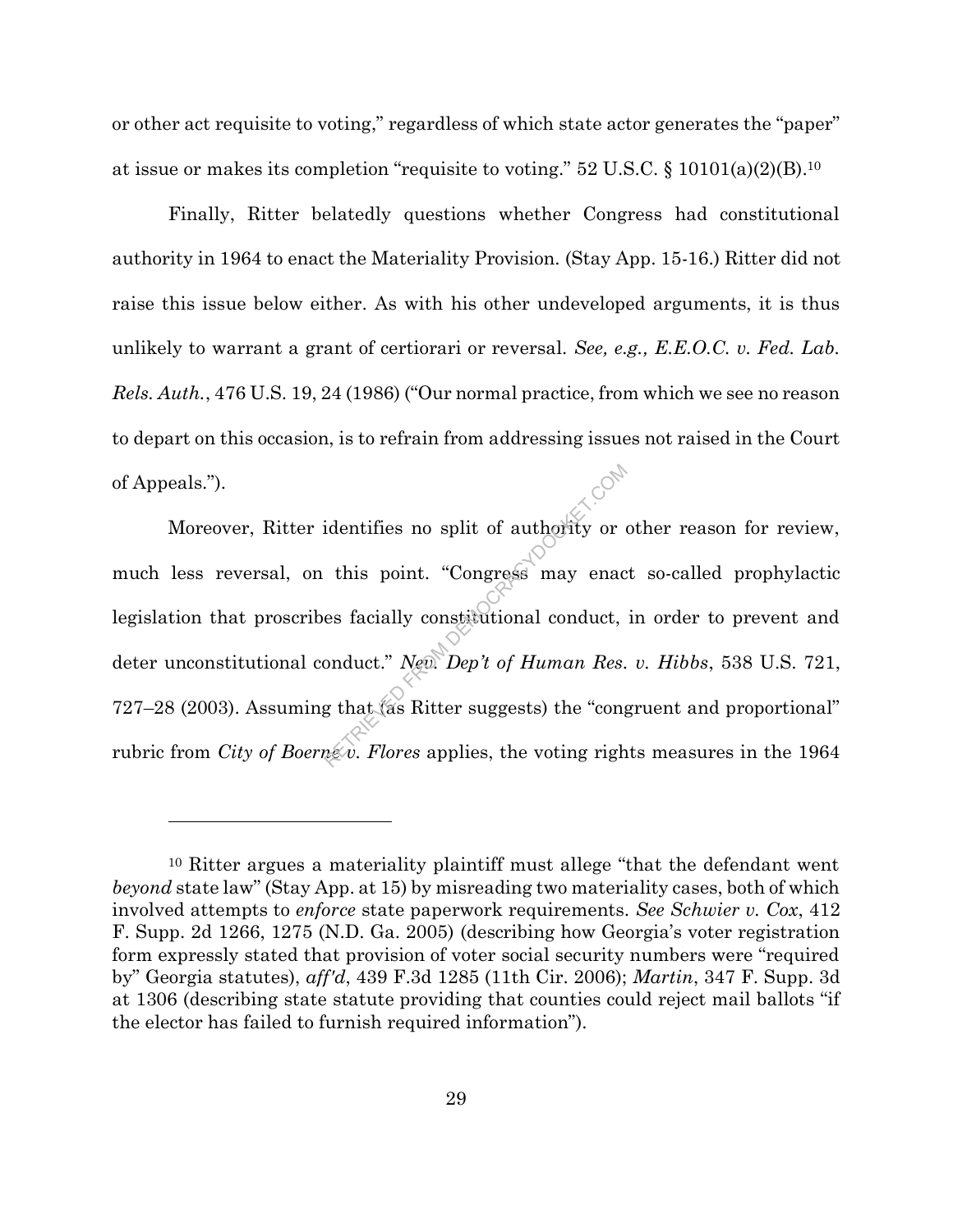or other act requisite to voting," regardless of which state actor generates the "paper" at issue or makes its completion "requisite to voting." 52 U.S.C. § 10101(a)(2)(B).[10]

Finally, Ritter belatedly questions whether Congress had constitutional authority in 1964 to enact the Materiality Provision. (Stay App. 15-16.) Ritter did not raise this issue below either. As with his other undeveloped arguments, it is thus unlikely to warrant a grant of certiorari or reversal. *See, e.g., E.E.O.C. v. Fed. Lab. Rels. Auth.*, 476 U.S. 19, 24 (1986) ("Our normal practice, from which we see no reason to depart on this occasion, is to refrain from addressing issues not raised in the Court of Appeals.").

Moreover, Ritter identifies no split of authority or other reason for review, much less reversal, on this point. "Congress may enact so-called prophylactic legislation that proscribes facially constitutional conduct, in order to prevent and deter unconstitutional conduct." *Nev. Dep't of Human Res. v. Hibbs*, 538 U.S. 721, 727–28 (2003). Assuming that (as Ritter suggests) the "congruent and proportional" rubric from *City of Boerne v. Flores* applies, the voting rights measures in the 1964

---

[10] Ritter argues a materiality plaintiff must allege "that the defendant went *beyond* state law" (Stay App. at 15) by misreading two materiality cases, both of which involved attempts to *enforce* state paperwork requirements. *See Schwier v. Cox*, 412 F. Supp. 2d 1266, 1275 (N.D. Ga. 2005) (describing how Georgia's voter registration form expressly stated that provision of voter social security numbers were "required by" Georgia statutes), *aff'd*, 439 F.3d 1285 (11th Cir. 2006); *Martin*, 347 F. Supp. 3d at 1306 (describing state statute providing that counties could reject mail ballots "if the elector has failed to furnish required information").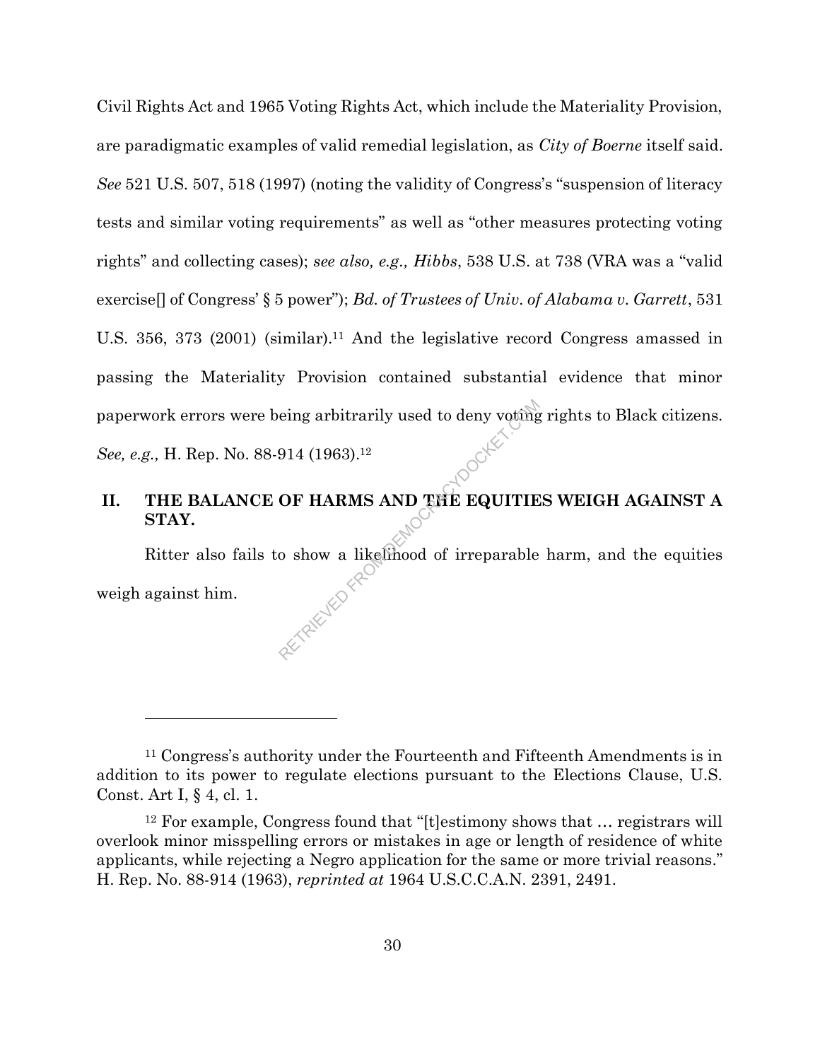Civil Rights Act and 1965 Voting Rights Act, which include the Materiality Provision, are paradigmatic examples of valid remedial legislation, as *City of Boerne* itself said. *See* 521 U.S. 507, 518 (1997) (noting the validity of Congress's "suspension of literacy tests and similar voting requirements" as well as "other measures protecting voting rights" and collecting cases); *see also, e.g., Hibbs*, 538 U.S. at 738 (VRA was a "valid exercise[] of Congress' § 5 power"); *Bd. of Trustees of Univ. of Alabama v. Garrett*, 531 U.S. 356, 373 (2001) (similar).[11] And the legislative record Congress amassed in passing the Materiality Provision contained substantial evidence that minor paperwork errors were being arbitrarily used to deny voting rights to Black citizens. *See, e.g.,* H. Rep. No. 88-914 (1963).[12]

## II. THE BALANCE OF HARMS AND THE EQUITIES WEIGH AGAINST A STAY.

Ritter also fails to show a likelihood of irreparable harm, and the equities weigh against him.

---

[11] Congress's authority under the Fourteenth and Fifteenth Amendments is in addition to its power to regulate elections pursuant to the Elections Clause, U.S. Const. Art I, § 4, cl. 1.

[12] For example, Congress found that "[t]estimony shows that … registrars will overlook minor misspelling errors or mistakes in age or length of residence of white applicants, while rejecting a Negro application for the same or more trivial reasons." H. Rep. No. 88-914 (1963), *reprinted at* 1964 U.S.C.C.A.N. 2391, 2491.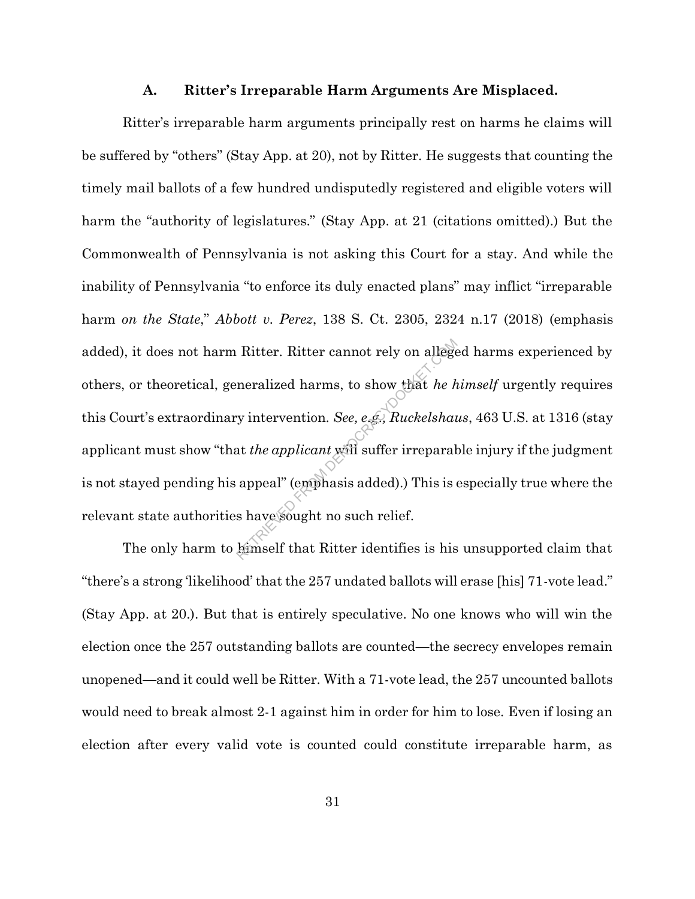### A. Ritter's Irreparable Harm Arguments Are Misplaced.

Ritter's irreparable harm arguments principally rest on harms he claims will be suffered by "others" (Stay App. at 20), not by Ritter. He suggests that counting the timely mail ballots of a few hundred undisputedly registered and eligible voters will harm the "authority of legislatures." (Stay App. at 21 (citations omitted).) But the Commonwealth of Pennsylvania is not asking this Court for a stay. And while the inability of Pennsylvania "to enforce its duly enacted plans" may inflict "irreparable harm *on the State*," *Abbott v. Perez*, 138 S. Ct. 2305, 2324 n.17 (2018) (emphasis added), it does not harm Ritter. Ritter cannot rely on alleged harms experienced by others, or theoretical, generalized harms, to show that *he himself* urgently requires this Court's extraordinary intervention. *See, e.g., Ruckelshaus*, 463 U.S. at 1316 (stay applicant must show "that *the applicant* will suffer irreparable injury if the judgment is not stayed pending his appeal" (emphasis added).) This is especially true where the relevant state authorities have sought no such relief.

The only harm to himself that Ritter identifies is his unsupported claim that "there's a strong 'likelihood' that the 257 undated ballots will erase [his] 71-vote lead." (Stay App. at 20.). But that is entirely speculative. No one knows who will win the election once the 257 outstanding ballots are counted—the secrecy envelopes remain unopened—and it could well be Ritter. With a 71-vote lead, the 257 uncounted ballots would need to break almost 2-1 against him in order for him to lose. Even if losing an election after every valid vote is counted could constitute irreparable harm, as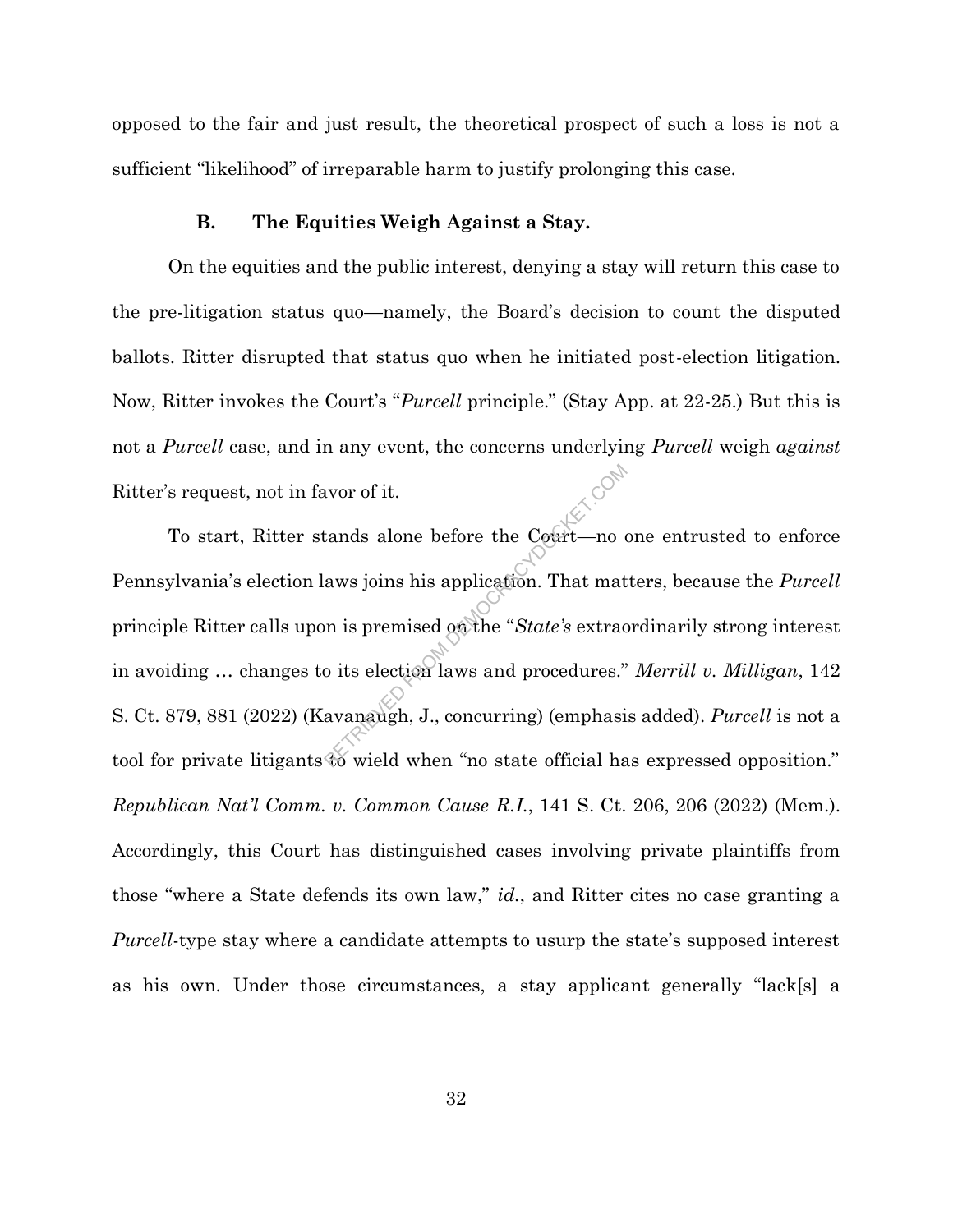opposed to the fair and just result, the theoretical prospect of such a loss is not a sufficient "likelihood" of irreparable harm to justify prolonging this case.

### B. The Equities Weigh Against a Stay.

On the equities and the public interest, denying a stay will return this case to the pre-litigation status quo—namely, the Board's decision to count the disputed ballots. Ritter disrupted that status quo when he initiated post-election litigation. Now, Ritter invokes the Court's "*Purcell* principle." (Stay App. at 22-25.) But this is not a *Purcell* case, and in any event, the concerns underlying *Purcell* weigh *against* Ritter's request, not in favor of it.

To start, Ritter stands alone before the Court—no one entrusted to enforce Pennsylvania's election laws joins his application. That matters, because the *Purcell* principle Ritter calls upon is premised on the "*State's* extraordinarily strong interest in avoiding … changes to its election laws and procedures." *Merrill v. Milligan*, 142 S. Ct. 879, 881 (2022) (Kavanaugh, J., concurring) (emphasis added). *Purcell* is not a tool for private litigants to wield when "no state official has expressed opposition." *Republican Nat'l Comm. v. Common Cause R.I.*, 141 S. Ct. 206, 206 (2022) (Mem.). Accordingly, this Court has distinguished cases involving private plaintiffs from those "where a State defends its own law," *id.*, and Ritter cites no case granting a *Purcell*-type stay where a candidate attempts to usurp the state's supposed interest as his own. Under those circumstances, a stay applicant generally "lack[s] a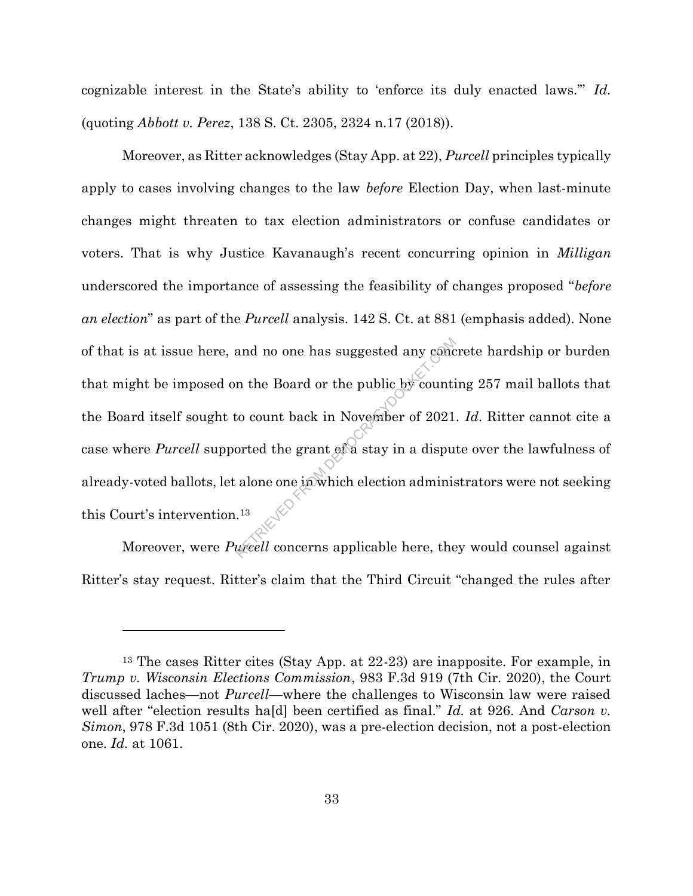cognizable interest in the State's ability to 'enforce its duly enacted laws.'" *Id.* (quoting *Abbott v. Perez*, 138 S. Ct. 2305, 2324 n.17 (2018)).

Moreover, as Ritter acknowledges (Stay App. at 22), *Purcell* principles typically apply to cases involving changes to the law *before* Election Day, when last-minute changes might threaten to tax election administrators or confuse candidates or voters. That is why Justice Kavanaugh's recent concurring opinion in *Milligan* underscored the importance of assessing the feasibility of changes proposed "*before an election*" as part of the *Purcell* analysis. 142 S. Ct. at 881 (emphasis added). None of that is at issue here, and no one has suggested any concrete hardship or burden that might be imposed on the Board or the public by counting 257 mail ballots that the Board itself sought to count back in November of 2021. *Id.* Ritter cannot cite a case where *Purcell* supported the grant of a stay in a dispute over the lawfulness of already-voted ballots, let alone one in which election administrators were not seeking this Court's intervention.[13]

Moreover, were *Purcell* concerns applicable here, they would counsel against Ritter's stay request. Ritter's claim that the Third Circuit "changed the rules after

---

[13] The cases Ritter cites (Stay App. at 22-23) are inapposite. For example, in *Trump v. Wisconsin Elections Commission*, 983 F.3d 919 (7th Cir. 2020), the Court discussed laches—not *Purcell*—where the challenges to Wisconsin law were raised well after "election results ha[d] been certified as final." *Id.* at 926. And *Carson v. Simon*, 978 F.3d 1051 (8th Cir. 2020), was a pre-election decision, not a post-election one. *Id.* at 1061.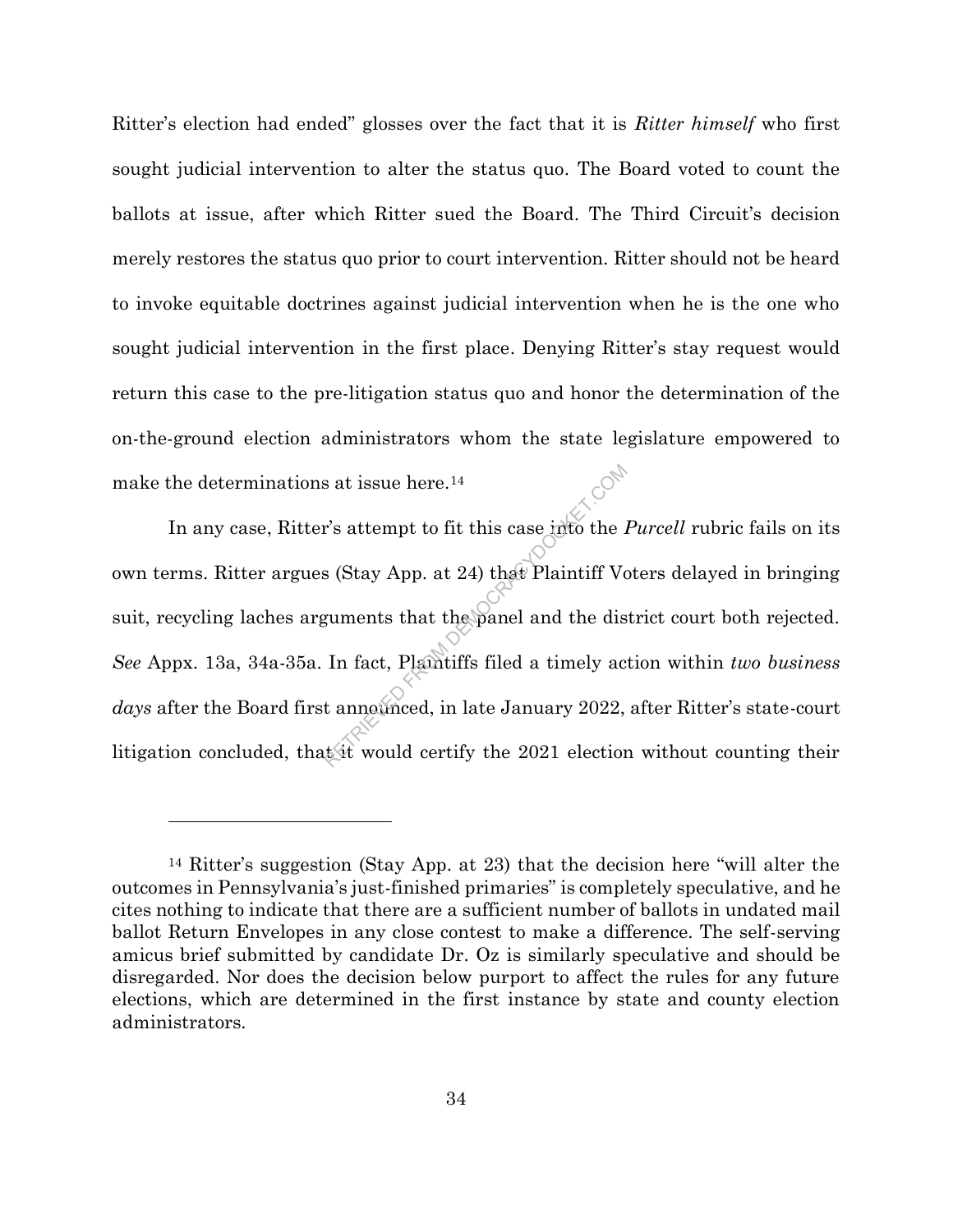Ritter's election had ended" glosses over the fact that it is *Ritter himself* who first sought judicial intervention to alter the status quo. The Board voted to count the ballots at issue, after which Ritter sued the Board. The Third Circuit's decision merely restores the status quo prior to court intervention. Ritter should not be heard to invoke equitable doctrines against judicial intervention when he is the one who sought judicial intervention in the first place. Denying Ritter's stay request would return this case to the pre-litigation status quo and honor the determination of the on-the-ground election administrators whom the state legislature empowered to make the determinations at issue here.[14]

In any case, Ritter's attempt to fit this case into the *Purcell* rubric fails on its own terms. Ritter argues (Stay App. at 24) that Plaintiff Voters delayed in bringing suit, recycling laches arguments that the panel and the district court both rejected. *See* Appx. 13a, 34a-35a. In fact, Plaintiffs filed a timely action within *two business days* after the Board first announced, in late January 2022, after Ritter's state-court litigation concluded, that it would certify the 2021 election without counting their

---

[14] Ritter's suggestion (Stay App. at 23) that the decision here "will alter the outcomes in Pennsylvania's just-finished primaries" is completely speculative, and he cites nothing to indicate that there are a sufficient number of ballots in undated mail ballot Return Envelopes in any close contest to make a difference. The self-serving amicus brief submitted by candidate Dr. Oz is similarly speculative and should be disregarded. Nor does the decision below purport to affect the rules for any future elections, which are determined in the first instance by state and county election administrators.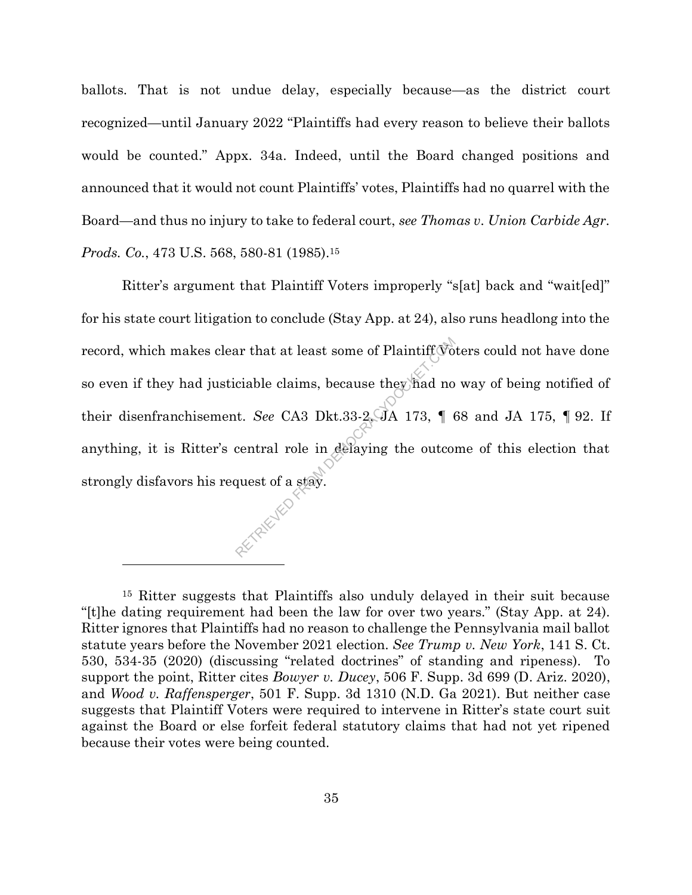ballots. That is not undue delay, especially because—as the district court recognized—until January 2022 "Plaintiffs had every reason to believe their ballots would be counted." Appx. 34a. Indeed, until the Board changed positions and announced that it would not count Plaintiffs' votes, Plaintiffs had no quarrel with the Board—and thus no injury to take to federal court, *see Thomas v. Union Carbide Agr. Prods. Co.*, 473 U.S. 568, 580-81 (1985).[15]

Ritter's argument that Plaintiff Voters improperly "s[at] back and "wait[ed]" for his state court litigation to conclude (Stay App. at 24), also runs headlong into the record, which makes clear that at least some of Plaintiff Voters could not have done so even if they had justiciable claims, because they had no way of being notified of their disenfranchisement. *See* CA3 Dkt.33-2, JA 173, ¶ 68 and JA 175, ¶ 92. If anything, it is Ritter's central role in delaying the outcome of this election that strongly disfavors his request of a stay.

---

[15] Ritter suggests that Plaintiffs also unduly delayed in their suit because "[t]he dating requirement had been the law for over two years." (Stay App. at 24). Ritter ignores that Plaintiffs had no reason to challenge the Pennsylvania mail ballot statute years before the November 2021 election. *See Trump v. New York*, 141 S. Ct. 530, 534-35 (2020) (discussing "related doctrines" of standing and ripeness). To support the point, Ritter cites *Bowyer v. Ducey*, 506 F. Supp. 3d 699 (D. Ariz. 2020), and *Wood v. Raffensperger*, 501 F. Supp. 3d 1310 (N.D. Ga 2021). But neither case suggests that Plaintiff Voters were required to intervene in Ritter's state court suit against the Board or else forfeit federal statutory claims that had not yet ripened because their votes were being counted.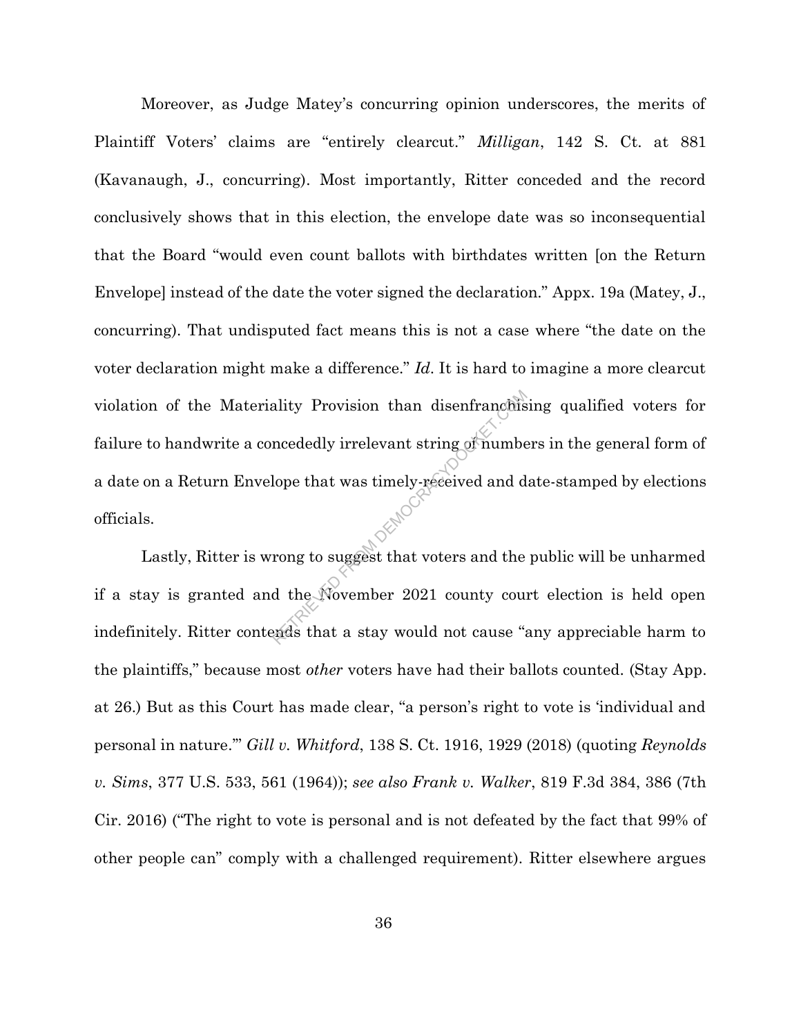Moreover, as Judge Matey's concurring opinion underscores, the merits of Plaintiff Voters' claims are "entirely clearcut." *Milligan*, 142 S. Ct. at 881 (Kavanaugh, J., concurring). Most importantly, Ritter conceded and the record conclusively shows that in this election, the envelope date was so inconsequential that the Board "would even count ballots with birthdates written [on the Return Envelope] instead of the date the voter signed the declaration." Appx. 19a (Matey, J., concurring). That undisputed fact means this is not a case where "the date on the voter declaration might make a difference." *Id*. It is hard to imagine a more clearcut violation of the Materiality Provision than disenfranchising qualified voters for failure to handwrite a concededly irrelevant string of numbers in the general form of a date on a Return Envelope that was timely-received and date-stamped by elections officials.

Lastly, Ritter is wrong to suggest that voters and the public will be unharmed if a stay is granted and the November 2021 county court election is held open indefinitely. Ritter contends that a stay would not cause "any appreciable harm to the plaintiffs," because most *other* voters have had their ballots counted. (Stay App. at 26.) But as this Court has made clear, "a person's right to vote is 'individual and personal in nature.'" *Gill v. Whitford*, 138 S. Ct. 1916, 1929 (2018) (quoting *Reynolds v. Sims*, 377 U.S. 533, 561 (1964)); *see also Frank v. Walker*, 819 F.3d 384, 386 (7th Cir. 2016) ("The right to vote is personal and is not defeated by the fact that 99% of other people can" comply with a challenged requirement). Ritter elsewhere argues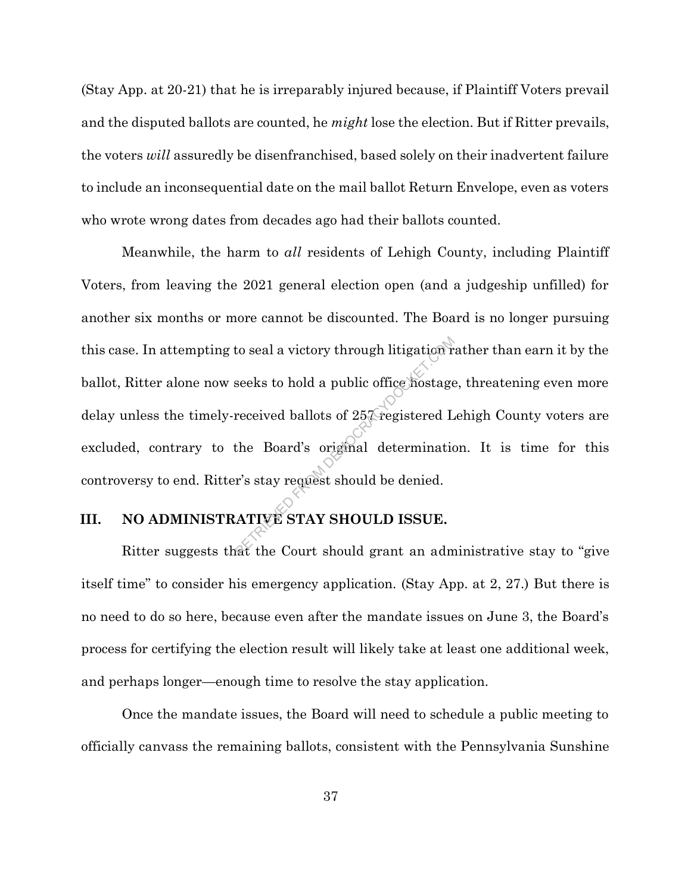(Stay App. at 20-21) that he is irreparably injured because, if Plaintiff Voters prevail and the disputed ballots are counted, he *might* lose the election. But if Ritter prevails, the voters *will* assuredly be disenfranchised, based solely on their inadvertent failure to include an inconsequential date on the mail ballot Return Envelope, even as voters who wrote wrong dates from decades ago had their ballots counted.

Meanwhile, the harm to *all* residents of Lehigh County, including Plaintiff Voters, from leaving the 2021 general election open (and a judgeship unfilled) for another six months or more cannot be discounted. The Board is no longer pursuing this case. In attempting to seal a victory through litigation rather than earn it by the ballot, Ritter alone now seeks to hold a public office hostage, threatening even more delay unless the timely-received ballots of 257 registered Lehigh County voters are excluded, contrary to the Board's original determination. It is time for this controversy to end. Ritter's stay request should be denied.

## III. NO ADMINISTRATIVE STAY SHOULD ISSUE.

Ritter suggests that the Court should grant an administrative stay to "give itself time" to consider his emergency application. (Stay App. at 2, 27.) But there is no need to do so here, because even after the mandate issues on June 3, the Board's process for certifying the election result will likely take at least one additional week, and perhaps longer—enough time to resolve the stay application.

Once the mandate issues, the Board will need to schedule a public meeting to officially canvass the remaining ballots, consistent with the Pennsylvania Sunshine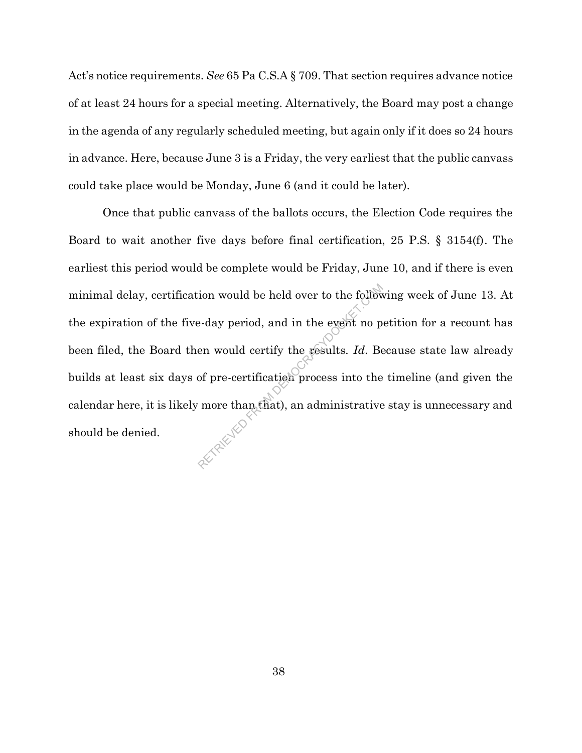Act's notice requirements. *See* 65 Pa C.S.A § 709. That section requires advance notice of at least 24 hours for a special meeting. Alternatively, the Board may post a change in the agenda of any regularly scheduled meeting, but again only if it does so 24 hours in advance. Here, because June 3 is a Friday, the very earliest that the public canvass could take place would be Monday, June 6 (and it could be later).

Once that public canvass of the ballots occurs, the Election Code requires the Board to wait another five days before final certification, 25 P.S. § 3154(f). The earliest this period would be complete would be Friday, June 10, and if there is even minimal delay, certification would be held over to the following week of June 13. At the expiration of the five-day period, and in the event no petition for a recount has been filed, the Board then would certify the results. *Id.* Because state law already builds at least six days of pre-certification process into the timeline (and given the calendar here, it is likely more than that), an administrative stay is unnecessary and should be denied.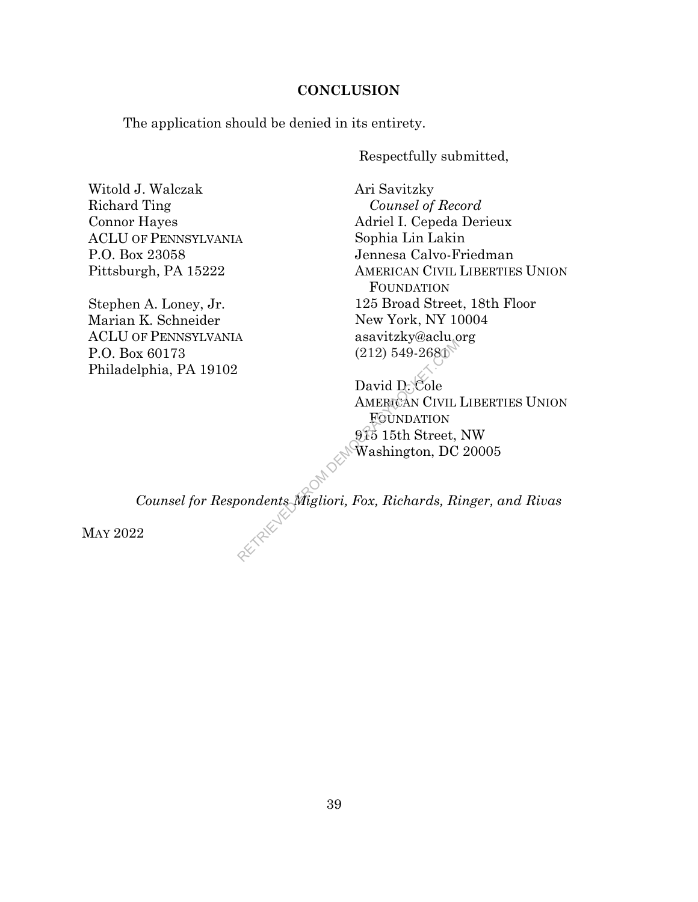## CONCLUSION

The application should be denied in its entirety.

Respectfully submitted,

Ari Savitzky
*Counsel of Record*
Adriel I. Cepeda Derieux
Sophia Lin Lakin
Jennesa Calvo-Friedman
AMERICAN CIVIL LIBERTIES UNION FOUNDATION
125 Broad Street, 18th Floor
New York, NY 10004
asavitzky@aclu.org
(212) 549-2681

David D. Cole
AMERICAN CIVIL LIBERTIES UNION FOUNDATION
915 15th Street, NW
Washington, DC 20005

Witold J. Walczak
Richard Ting
Connor Hayes
ACLU OF PENNSYLVANIA
P.O. Box 23058
Pittsburgh, PA 15222

Stephen A. Loney, Jr.
Marian K. Schneider
ACLU OF PENNSYLVANIA
P.O. Box 60173
Philadelphia, PA 19102

*Counsel for Respondents Migliori, Fox, Richards, Ringer, and Rivas*

MAY 2022